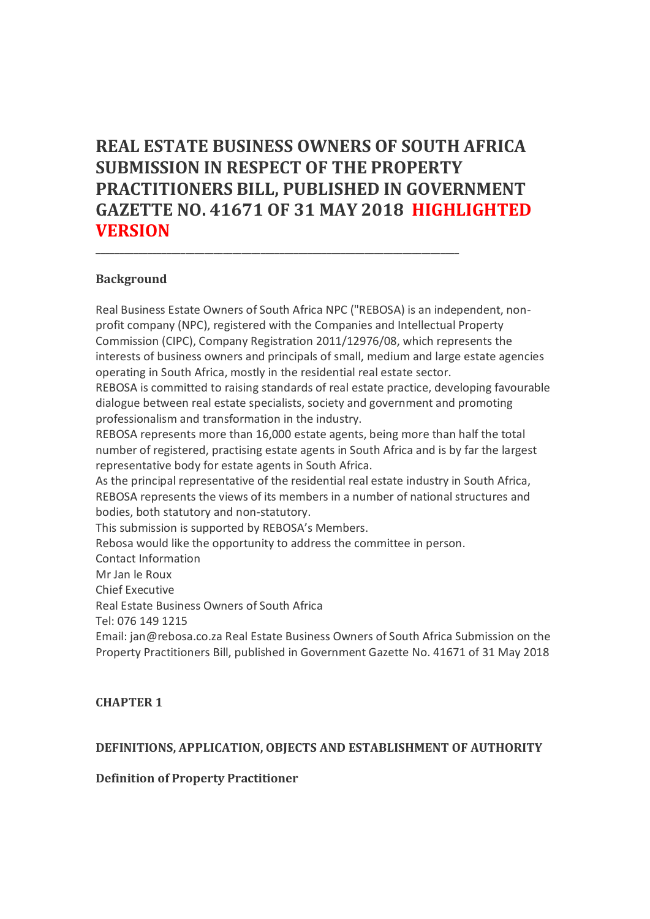# REAL ESTATE BUSINESS OWNERS OF SOUTH AFRICA SUBMISSION IN RESPECT OF THE PROPERTY PRACTITIONERS BILL, PUBLISHED IN GOVERNMENT GAZETTE NO. 41671 OF 31 MAY 2018 HIGHLIGHTED VERSION

---

## Background

Real Business Estate Owners of South Africa NPC ("REBOSA) is an independent, non-profit company (NPC), registered with the Companies and Intellectual Property Commission (CIPC), Company Registration 2011/12976/08, which represents the interests of business owners and principals of small, medium and large estate agencies operating in South Africa, mostly in the residential real estate sector.

REBOSA is committed to raising standards of real estate practice, developing favourable dialogue between real estate specialists, society and government and promoting professionalism and transformation in the industry.

REBOSA represents more than 16,000 estate agents, being more than half the total number of registered, practising estate agents in South Africa and is by far the largest representative body for estate agents in South Africa.

As the principal representative of the residential real estate industry in South Africa, REBOSA represents the views of its members in a number of national structures and bodies, both statutory and non-statutory.

This submission is supported by REBOSA's Members.

Rebosa would like the opportunity to address the committee in person.

Contact Information

Mr Jan le Roux

Chief Executive

Real Estate Business Owners of South Africa

Tel: 076 149 1215

Email: jan@rebosa.co.za Real Estate Business Owners of South Africa Submission on the Property Practitioners Bill, published in Government Gazette No. 41671 of 31 May 2018

## CHAPTER 1

### DEFINITIONS, APPLICATION, OBJECTS AND ESTABLISHMENT OF AUTHORITY

#### Definition of Property Practitioner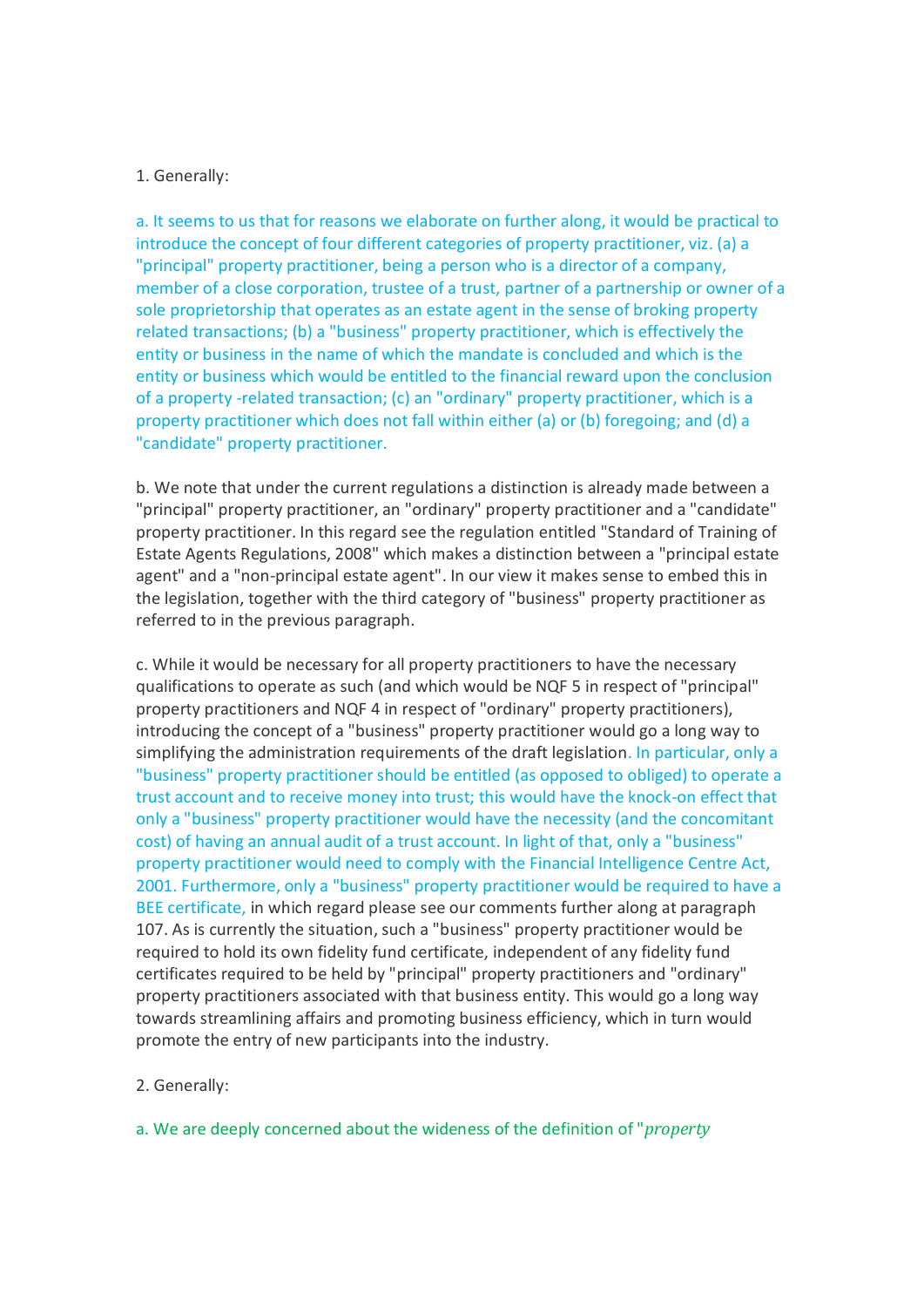1. Generally:

a. It seems to us that for reasons we elaborate on further along, it would be practical to introduce the concept of four different categories of property practitioner, viz. (a) a "principal" property practitioner, being a person who is a director of a company, member of a close corporation, trustee of a trust, partner of a partnership or owner of a sole proprietorship that operates as an estate agent in the sense of broking property related transactions; (b) a "business" property practitioner, which is effectively the entity or business in the name of which the mandate is concluded and which is the entity or business which would be entitled to the financial reward upon the conclusion of a property -related transaction; (c) an "ordinary" property practitioner, which is a property practitioner which does not fall within either (a) or (b) foregoing; and (d) a "candidate" property practitioner.

b. We note that under the current regulations a distinction is already made between a "principal" property practitioner, an "ordinary" property practitioner and a "candidate" property practitioner. In this regard see the regulation entitled "Standard of Training of Estate Agents Regulations, 2008" which makes a distinction between a "principal estate agent" and a "non-principal estate agent". In our view it makes sense to embed this in the legislation, together with the third category of "business" property practitioner as referred to in the previous paragraph.

c. While it would be necessary for all property practitioners to have the necessary qualifications to operate as such (and which would be NQF 5 in respect of "principal" property practitioners and NQF 4 in respect of "ordinary" property practitioners), introducing the concept of a "business" property practitioner would go a long way to simplifying the administration requirements of the draft legislation. In particular, only a "business" property practitioner should be entitled (as opposed to obliged) to operate a trust account and to receive money into trust; this would have the knock-on effect that only a "business" property practitioner would have the necessity (and the concomitant cost) of having an annual audit of a trust account. In light of that, only a "business" property practitioner would need to comply with the Financial Intelligence Centre Act, 2001. Furthermore, only a "business" property practitioner would be required to have a BEE certificate, in which regard please see our comments further along at paragraph 107. As is currently the situation, such a "business" property practitioner would be required to hold its own fidelity fund certificate, independent of any fidelity fund certificates required to be held by "principal" property practitioners and "ordinary" property practitioners associated with that business entity. This would go a long way towards streamlining affairs and promoting business efficiency, which in turn would promote the entry of new participants into the industry.

2. Generally:

a. We are deeply concerned about the wideness of the definition of "*property*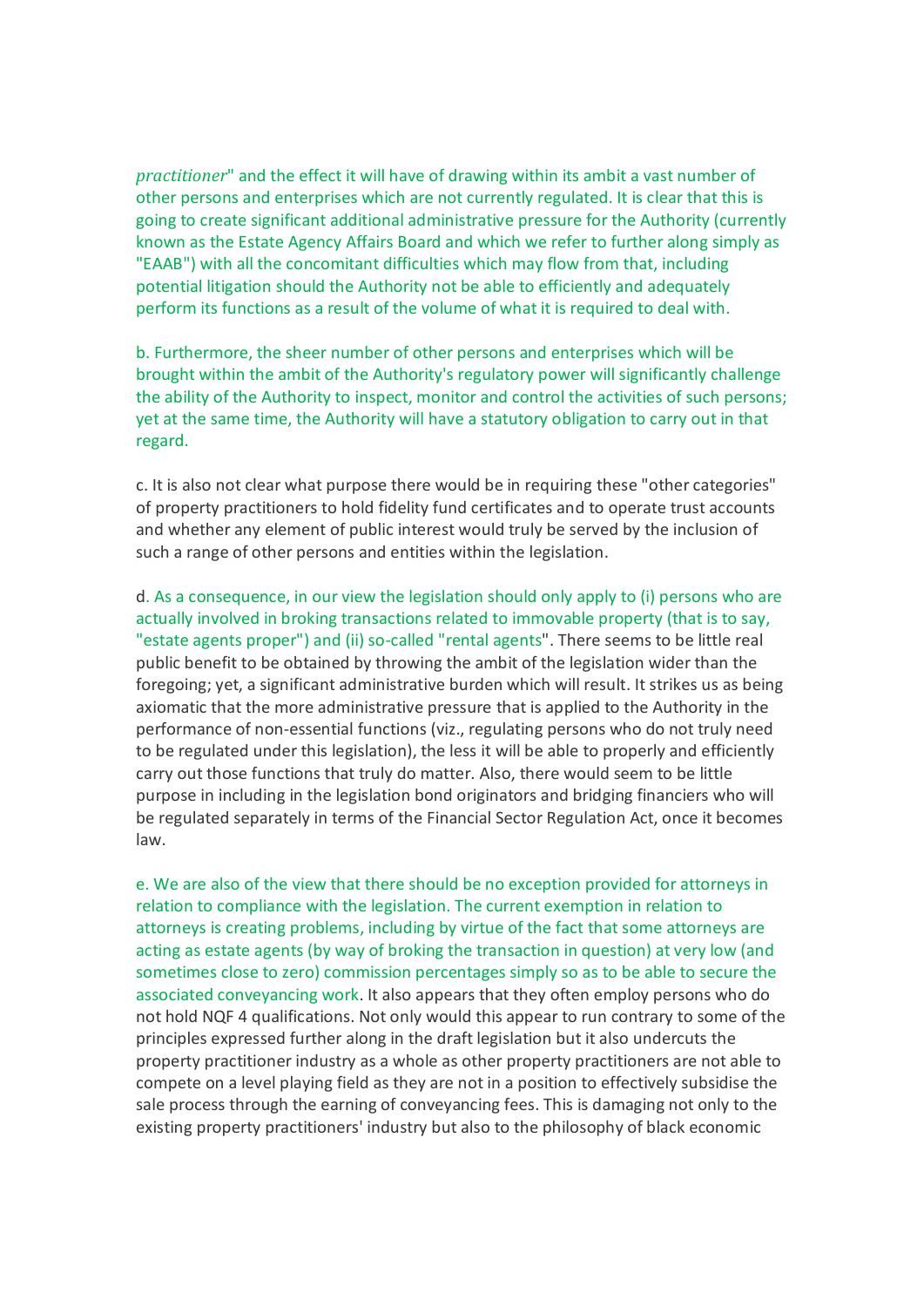*practitioner*" and the effect it will have of drawing within its ambit a vast number of other persons and enterprises which are not currently regulated. It is clear that this is going to create significant additional administrative pressure for the Authority (currently known as the Estate Agency Affairs Board and which we refer to further along simply as "EAAB") with all the concomitant difficulties which may flow from that, including potential litigation should the Authority not be able to efficiently and adequately perform its functions as a result of the volume of what it is required to deal with.

b. Furthermore, the sheer number of other persons and enterprises which will be brought within the ambit of the Authority's regulatory power will significantly challenge the ability of the Authority to inspect, monitor and control the activities of such persons; yet at the same time, the Authority will have a statutory obligation to carry out in that regard.

c. It is also not clear what purpose there would be in requiring these "other categories" of property practitioners to hold fidelity fund certificates and to operate trust accounts and whether any element of public interest would truly be served by the inclusion of such a range of other persons and entities within the legislation.

d. As a consequence, in our view the legislation should only apply to (i) persons who are actually involved in broking transactions related to immovable property (that is to say, "estate agents proper") and (ii) so-called "rental agents". There seems to be little real public benefit to be obtained by throwing the ambit of the legislation wider than the foregoing; yet, a significant administrative burden which will result. It strikes us as being axiomatic that the more administrative pressure that is applied to the Authority in the performance of non-essential functions (viz., regulating persons who do not truly need to be regulated under this legislation), the less it will be able to properly and efficiently carry out those functions that truly do matter. Also, there would seem to be little purpose in including in the legislation bond originators and bridging financiers who will be regulated separately in terms of the Financial Sector Regulation Act, once it becomes law.

e. We are also of the view that there should be no exception provided for attorneys in relation to compliance with the legislation. The current exemption in relation to attorneys is creating problems, including by virtue of the fact that some attorneys are acting as estate agents (by way of broking the transaction in question) at very low (and sometimes close to zero) commission percentages simply so as to be able to secure the associated conveyancing work. It also appears that they often employ persons who do not hold NQF 4 qualifications. Not only would this appear to run contrary to some of the principles expressed further along in the draft legislation but it also undercuts the property practitioner industry as a whole as other property practitioners are not able to compete on a level playing field as they are not in a position to effectively subsidise the sale process through the earning of conveyancing fees. This is damaging not only to the existing property practitioners' industry but also to the philosophy of black economic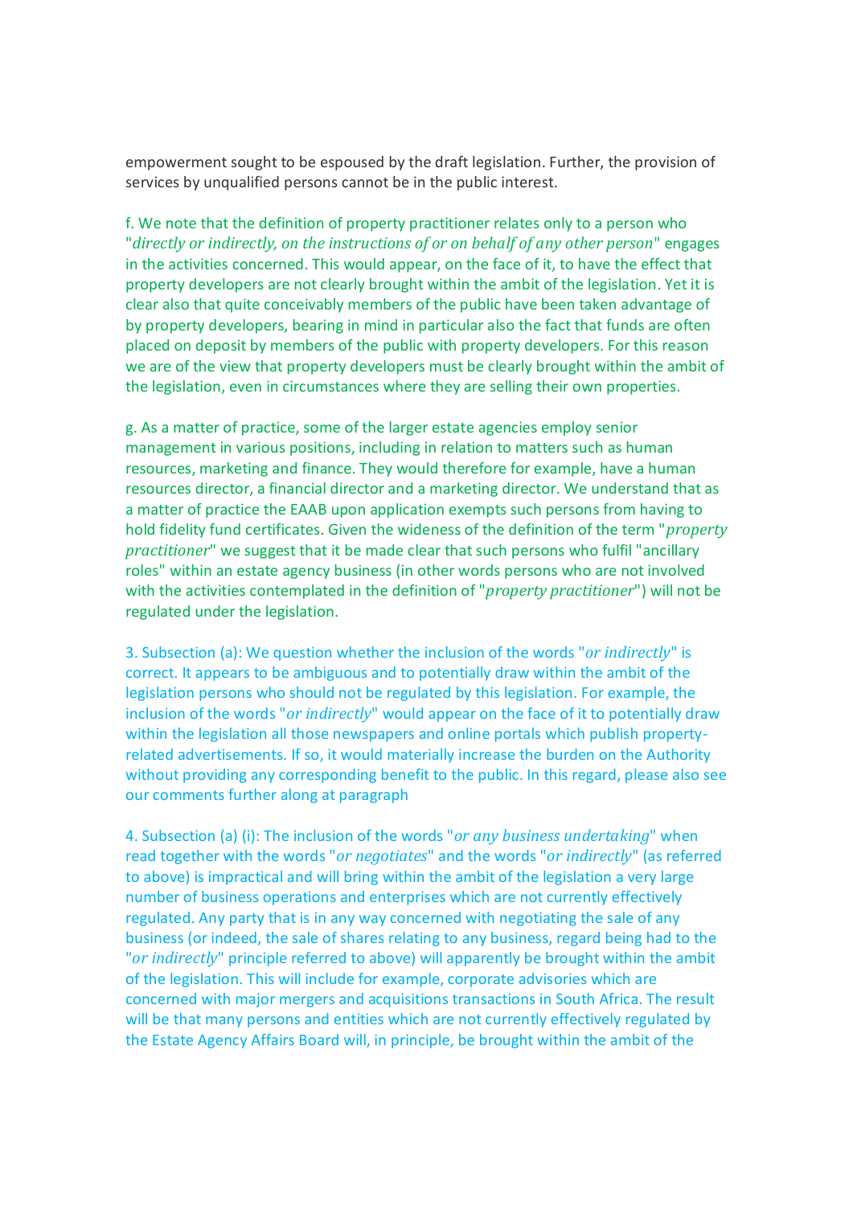empowerment sought to be espoused by the draft legislation. Further, the provision of services by unqualified persons cannot be in the public interest.

f. We note that the definition of property practitioner relates only to a person who "*directly or indirectly, on the instructions of or on behalf of any other person*" engages in the activities concerned. This would appear, on the face of it, to have the effect that property developers are not clearly brought within the ambit of the legislation. Yet it is clear also that quite conceivably members of the public have been taken advantage of by property developers, bearing in mind in particular also the fact that funds are often placed on deposit by members of the public with property developers. For this reason we are of the view that property developers must be clearly brought within the ambit of the legislation, even in circumstances where they are selling their own properties.

g. As a matter of practice, some of the larger estate agencies employ senior management in various positions, including in relation to matters such as human resources, marketing and finance. They would therefore for example, have a human resources director, a financial director and a marketing director. We understand that as a matter of practice the EAAB upon application exempts such persons from having to hold fidelity fund certificates. Given the wideness of the definition of the term "*property practitioner*" we suggest that it be made clear that such persons who fulfil "ancillary roles" within an estate agency business (in other words persons who are not involved with the activities contemplated in the definition of "*property practitioner*") will not be regulated under the legislation.

3. Subsection (a): We question whether the inclusion of the words "*or indirectly*" is correct. It appears to be ambiguous and to potentially draw within the ambit of the legislation persons who should not be regulated by this legislation. For example, the inclusion of the words "*or indirectly*" would appear on the face of it to potentially draw within the legislation all those newspapers and online portals which publish property-related advertisements. If so, it would materially increase the burden on the Authority without providing any corresponding benefit to the public. In this regard, please also see our comments further along at paragraph

4. Subsection (a) (i): The inclusion of the words "*or any business undertaking*" when read together with the words "*or negotiates*" and the words "*or indirectly*" (as referred to above) is impractical and will bring within the ambit of the legislation a very large number of business operations and enterprises which are not currently effectively regulated. Any party that is in any way concerned with negotiating the sale of any business (or indeed, the sale of shares relating to any business, regard being had to the "*or indirectly*" principle referred to above) will apparently be brought within the ambit of the legislation. This will include for example, corporate advisories which are concerned with major mergers and acquisitions transactions in South Africa. The result will be that many persons and entities which are not currently effectively regulated by the Estate Agency Affairs Board will, in principle, be brought within the ambit of the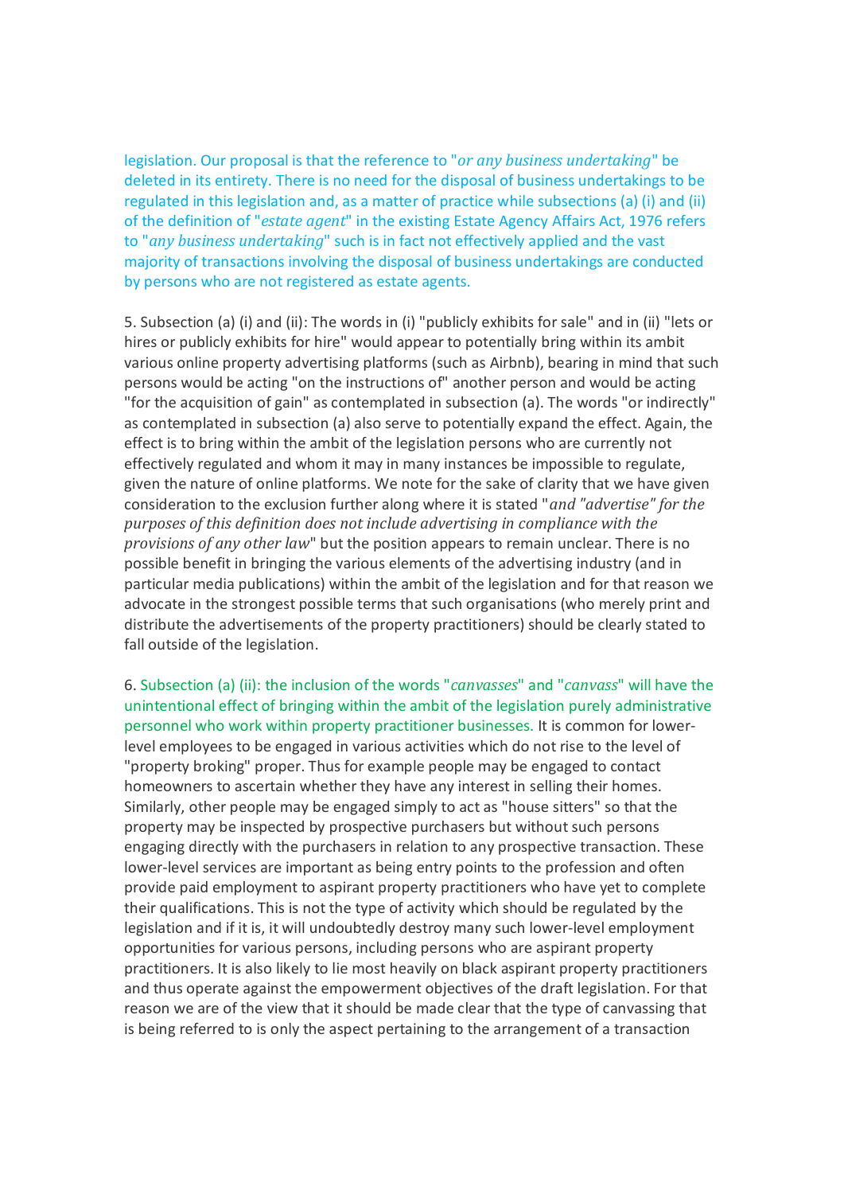legislation. Our proposal is that the reference to "*or any business undertaking*" be deleted in its entirety. There is no need for the disposal of business undertakings to be regulated in this legislation and, as a matter of practice while subsections (a) (i) and (ii) of the definition of "*estate agent*" in the existing Estate Agency Affairs Act, 1976 refers to "*any business undertaking*" such is in fact not effectively applied and the vast majority of transactions involving the disposal of business undertakings are conducted by persons who are not registered as estate agents.

5. Subsection (a) (i) and (ii): The words in (i) "publicly exhibits for sale" and in (ii) "lets or hires or publicly exhibits for hire" would appear to potentially bring within its ambit various online property advertising platforms (such as Airbnb), bearing in mind that such persons would be acting "on the instructions of" another person and would be acting "for the acquisition of gain" as contemplated in subsection (a). The words "or indirectly" as contemplated in subsection (a) also serve to potentially expand the effect. Again, the effect is to bring within the ambit of the legislation persons who are currently not effectively regulated and whom it may in many instances be impossible to regulate, given the nature of online platforms. We note for the sake of clarity that we have given consideration to the exclusion further along where it is stated "*and "advertise" for the purposes of this definition does not include advertising in compliance with the provisions of any other law*" but the position appears to remain unclear. There is no possible benefit in bringing the various elements of the advertising industry (and in particular media publications) within the ambit of the legislation and for that reason we advocate in the strongest possible terms that such organisations (who merely print and distribute the advertisements of the property practitioners) should be clearly stated to fall outside of the legislation.

6. Subsection (a) (ii): the inclusion of the words "*canvasses*" and "*canvass*" will have the unintentional effect of bringing within the ambit of the legislation purely administrative personnel who work within property practitioner businesses. It is common for lower-level employees to be engaged in various activities which do not rise to the level of "property broking" proper. Thus for example people may be engaged to contact homeowners to ascertain whether they have any interest in selling their homes. Similarly, other people may be engaged simply to act as "house sitters" so that the property may be inspected by prospective purchasers but without such persons engaging directly with the purchasers in relation to any prospective transaction. These lower-level services are important as being entry points to the profession and often provide paid employment to aspirant property practitioners who have yet to complete their qualifications. This is not the type of activity which should be regulated by the legislation and if it is, it will undoubtedly destroy many such lower-level employment opportunities for various persons, including persons who are aspirant property practitioners. It is also likely to lie most heavily on black aspirant property practitioners and thus operate against the empowerment objectives of the draft legislation. For that reason we are of the view that it should be made clear that the type of canvassing that is being referred to is only the aspect pertaining to the arrangement of a transaction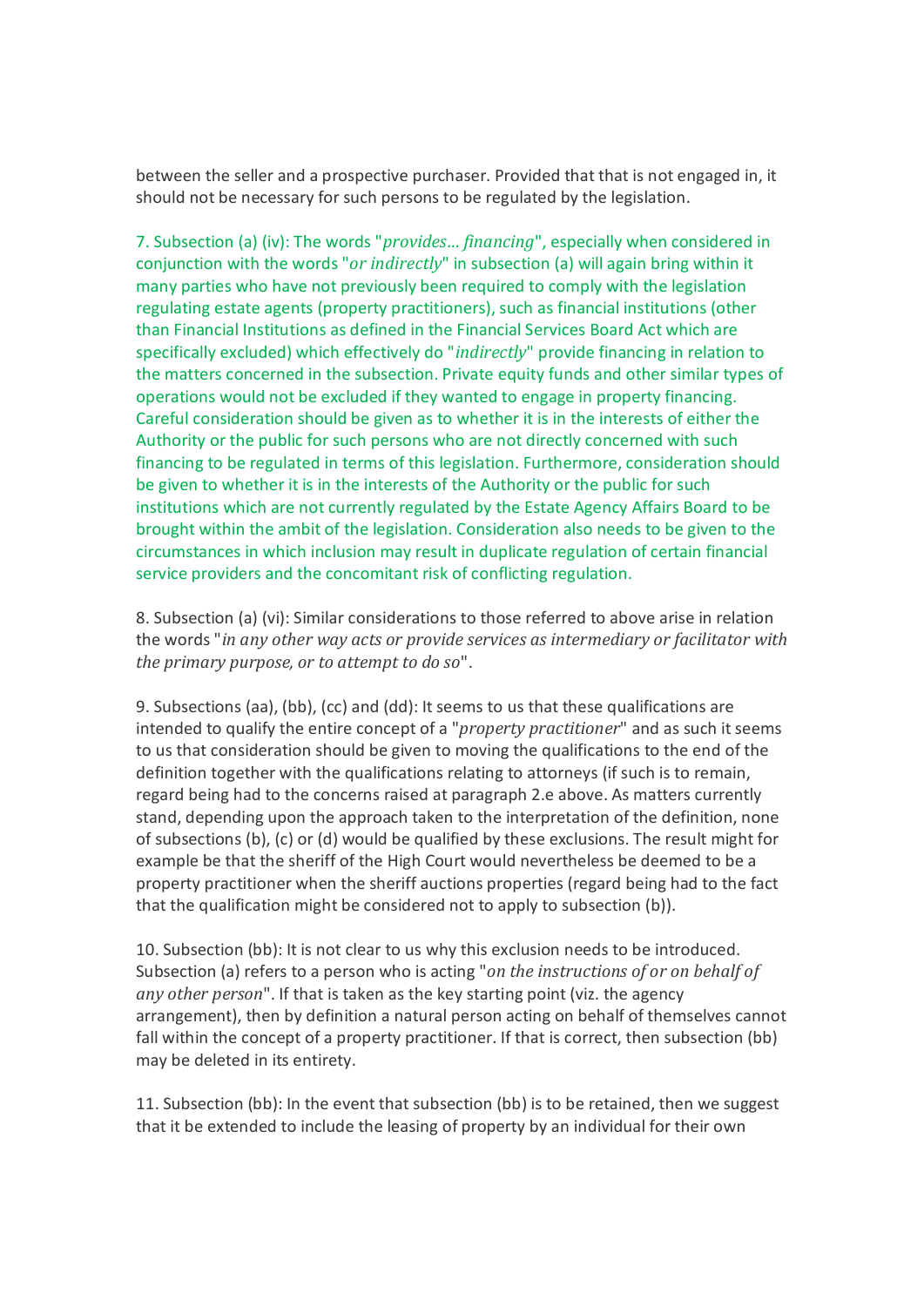between the seller and a prospective purchaser. Provided that that is not engaged in, it should not be necessary for such persons to be regulated by the legislation.

7. Subsection (a) (iv): The words "*provides… financing*", especially when considered in conjunction with the words "*or indirectly*" in subsection (a) will again bring within it many parties who have not previously been required to comply with the legislation regulating estate agents (property practitioners), such as financial institutions (other than Financial Institutions as defined in the Financial Services Board Act which are specifically excluded) which effectively do "*indirectly*" provide financing in relation to the matters concerned in the subsection. Private equity funds and other similar types of operations would not be excluded if they wanted to engage in property financing. Careful consideration should be given as to whether it is in the interests of either the Authority or the public for such persons who are not directly concerned with such financing to be regulated in terms of this legislation. Furthermore, consideration should be given to whether it is in the interests of the Authority or the public for such institutions which are not currently regulated by the Estate Agency Affairs Board to be brought within the ambit of the legislation. Consideration also needs to be given to the circumstances in which inclusion may result in duplicate regulation of certain financial service providers and the concomitant risk of conflicting regulation.

8. Subsection (a) (vi): Similar considerations to those referred to above arise in relation the words "*in any other way acts or provide services as intermediary or facilitator with the primary purpose, or to attempt to do so*".

9. Subsections (aa), (bb), (cc) and (dd): It seems to us that these qualifications are intended to qualify the entire concept of a "*property practitioner*" and as such it seems to us that consideration should be given to moving the qualifications to the end of the definition together with the qualifications relating to attorneys (if such is to remain, regard being had to the concerns raised at paragraph 2.e above. As matters currently stand, depending upon the approach taken to the interpretation of the definition, none of subsections (b), (c) or (d) would be qualified by these exclusions. The result might for example be that the sheriff of the High Court would nevertheless be deemed to be a property practitioner when the sheriff auctions properties (regard being had to the fact that the qualification might be considered not to apply to subsection (b)).

10. Subsection (bb): It is not clear to us why this exclusion needs to be introduced. Subsection (a) refers to a person who is acting "*on the instructions of or on behalf of any other person*". If that is taken as the key starting point (viz. the agency arrangement), then by definition a natural person acting on behalf of themselves cannot fall within the concept of a property practitioner. If that is correct, then subsection (bb) may be deleted in its entirety.

11. Subsection (bb): In the event that subsection (bb) is to be retained, then we suggest that it be extended to include the leasing of property by an individual for their own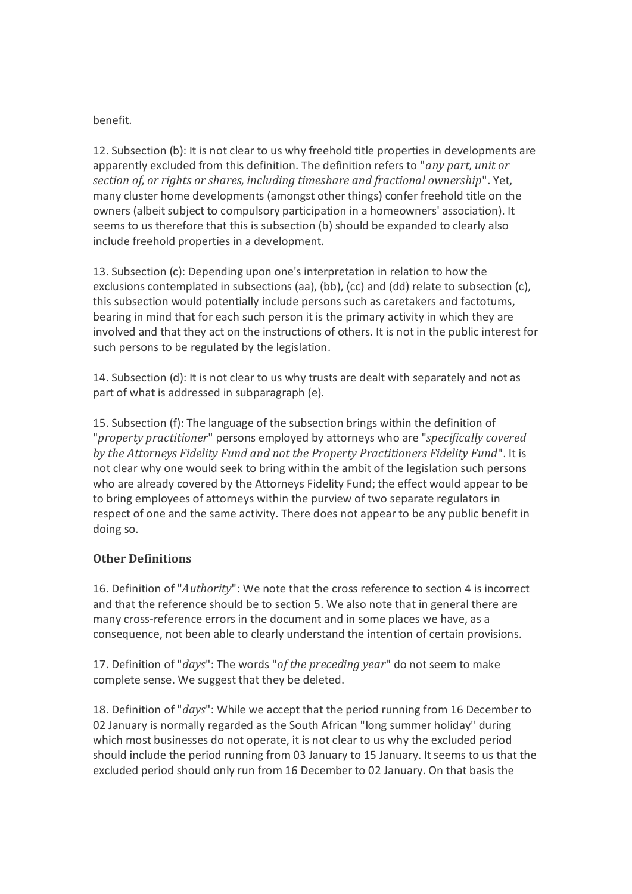benefit.

12. Subsection (b): It is not clear to us why freehold title properties in developments are apparently excluded from this definition. The definition refers to "*any part, unit or section of, or rights or shares, including timeshare and fractional ownership*". Yet, many cluster home developments (amongst other things) confer freehold title on the owners (albeit subject to compulsory participation in a homeowners' association). It seems to us therefore that this is subsection (b) should be expanded to clearly also include freehold properties in a development.

13. Subsection (c): Depending upon one's interpretation in relation to how the exclusions contemplated in subsections (aa), (bb), (cc) and (dd) relate to subsection (c), this subsection would potentially include persons such as caretakers and factotums, bearing in mind that for each such person it is the primary activity in which they are involved and that they act on the instructions of others. It is not in the public interest for such persons to be regulated by the legislation.

14. Subsection (d): It is not clear to us why trusts are dealt with separately and not as part of what is addressed in subparagraph (e).

15. Subsection (f): The language of the subsection brings within the definition of "*property practitioner*" persons employed by attorneys who are "*specifically covered by the Attorneys Fidelity Fund and not the Property Practitioners Fidelity Fund*". It is not clear why one would seek to bring within the ambit of the legislation such persons who are already covered by the Attorneys Fidelity Fund; the effect would appear to be to bring employees of attorneys within the purview of two separate regulators in respect of one and the same activity. There does not appear to be any public benefit in doing so.

### Other Definitions

16. Definition of "*Authority*": We note that the cross reference to section 4 is incorrect and that the reference should be to section 5. We also note that in general there are many cross-reference errors in the document and in some places we have, as a consequence, not been able to clearly understand the intention of certain provisions.

17. Definition of "*days*": The words "*of the preceding year*" do not seem to make complete sense. We suggest that they be deleted.

18. Definition of "*days*": While we accept that the period running from 16 December to 02 January is normally regarded as the South African "long summer holiday" during which most businesses do not operate, it is not clear to us why the excluded period should include the period running from 03 January to 15 January. It seems to us that the excluded period should only run from 16 December to 02 January. On that basis the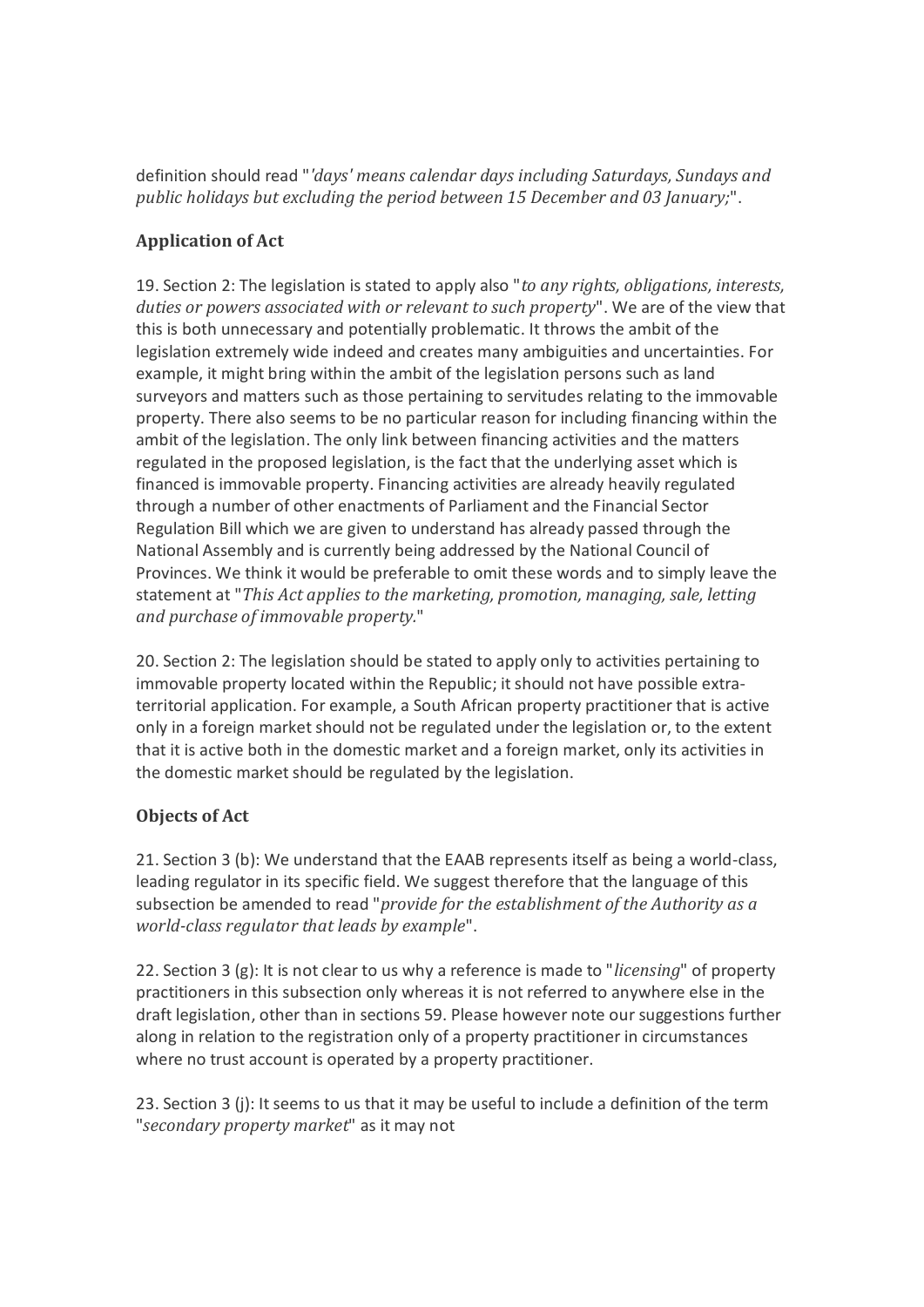definition should read "*'days' means calendar days including Saturdays, Sundays and public holidays but excluding the period between 15 December and 03 January;*".

### Application of Act

19. Section 2: The legislation is stated to apply also "*to any rights, obligations, interests, duties or powers associated with or relevant to such property*". We are of the view that this is both unnecessary and potentially problematic. It throws the ambit of the legislation extremely wide indeed and creates many ambiguities and uncertainties. For example, it might bring within the ambit of the legislation persons such as land surveyors and matters such as those pertaining to servitudes relating to the immovable property. There also seems to be no particular reason for including financing within the ambit of the legislation. The only link between financing activities and the matters regulated in the proposed legislation, is the fact that the underlying asset which is financed is immovable property. Financing activities are already heavily regulated through a number of other enactments of Parliament and the Financial Sector Regulation Bill which we are given to understand has already passed through the National Assembly and is currently being addressed by the National Council of Provinces. We think it would be preferable to omit these words and to simply leave the statement at "*This Act applies to the marketing, promotion, managing, sale, letting and purchase of immovable property.*"

20. Section 2: The legislation should be stated to apply only to activities pertaining to immovable property located within the Republic; it should not have possible extra-territorial application. For example, a South African property practitioner that is active only in a foreign market should not be regulated under the legislation or, to the extent that it is active both in the domestic market and a foreign market, only its activities in the domestic market should be regulated by the legislation.

### Objects of Act

21. Section 3 (b): We understand that the EAAB represents itself as being a world-class, leading regulator in its specific field. We suggest therefore that the language of this subsection be amended to read "*provide for the establishment of the Authority as a world-class regulator that leads by example*".

22. Section 3 (g): It is not clear to us why a reference is made to "*licensing*" of property practitioners in this subsection only whereas it is not referred to anywhere else in the draft legislation, other than in sections 59. Please however note our suggestions further along in relation to the registration only of a property practitioner in circumstances where no trust account is operated by a property practitioner.

23. Section 3 (j): It seems to us that it may be useful to include a definition of the term "*secondary property market*" as it may not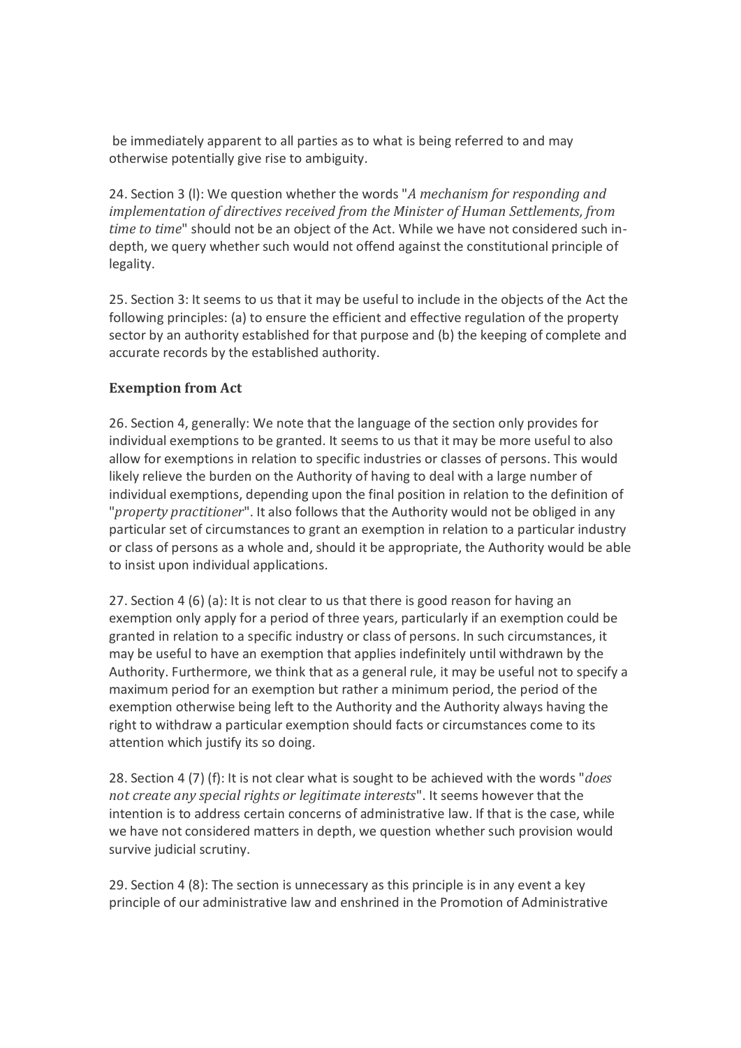be immediately apparent to all parties as to what is being referred to and may otherwise potentially give rise to ambiguity.

24. Section 3 (l): We question whether the words "*A mechanism for responding and implementation of directives received from the Minister of Human Settlements, from time to time*" should not be an object of the Act. While we have not considered such in-depth, we query whether such would not offend against the constitutional principle of legality.

25. Section 3: It seems to us that it may be useful to include in the objects of the Act the following principles: (a) to ensure the efficient and effective regulation of the property sector by an authority established for that purpose and (b) the keeping of complete and accurate records by the established authority.

### Exemption from Act

26. Section 4, generally: We note that the language of the section only provides for individual exemptions to be granted. It seems to us that it may be more useful to also allow for exemptions in relation to specific industries or classes of persons. This would likely relieve the burden on the Authority of having to deal with a large number of individual exemptions, depending upon the final position in relation to the definition of "*property practitioner*". It also follows that the Authority would not be obliged in any particular set of circumstances to grant an exemption in relation to a particular industry or class of persons as a whole and, should it be appropriate, the Authority would be able to insist upon individual applications.

27. Section 4 (6) (a): It is not clear to us that there is good reason for having an exemption only apply for a period of three years, particularly if an exemption could be granted in relation to a specific industry or class of persons. In such circumstances, it may be useful to have an exemption that applies indefinitely until withdrawn by the Authority. Furthermore, we think that as a general rule, it may be useful not to specify a maximum period for an exemption but rather a minimum period, the period of the exemption otherwise being left to the Authority and the Authority always having the right to withdraw a particular exemption should facts or circumstances come to its attention which justify its so doing.

28. Section 4 (7) (f): It is not clear what is sought to be achieved with the words "*does not create any special rights or legitimate interests*". It seems however that the intention is to address certain concerns of administrative law. If that is the case, while we have not considered matters in depth, we question whether such provision would survive judicial scrutiny.

29. Section 4 (8): The section is unnecessary as this principle is in any event a key principle of our administrative law and enshrined in the Promotion of Administrative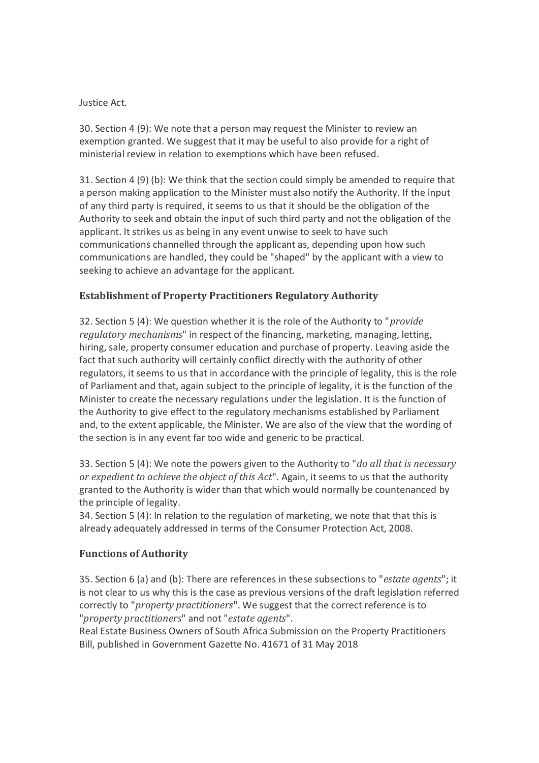Justice Act.

30. Section 4 (9): We note that a person may request the Minister to review an exemption granted. We suggest that it may be useful to also provide for a right of ministerial review in relation to exemptions which have been refused.

31. Section 4 (9) (b): We think that the section could simply be amended to require that a person making application to the Minister must also notify the Authority. If the input of any third party is required, it seems to us that it should be the obligation of the Authority to seek and obtain the input of such third party and not the obligation of the applicant. It strikes us as being in any event unwise to seek to have such communications channelled through the applicant as, depending upon how such communications are handled, they could be "shaped" by the applicant with a view to seeking to achieve an advantage for the applicant.

### Establishment of Property Practitioners Regulatory Authority

32. Section 5 (4): We question whether it is the role of the Authority to "*provide regulatory mechanisms*" in respect of the financing, marketing, managing, letting, hiring, sale, property consumer education and purchase of property. Leaving aside the fact that such authority will certainly conflict directly with the authority of other regulators, it seems to us that in accordance with the principle of legality, this is the role of Parliament and that, again subject to the principle of legality, it is the function of the Minister to create the necessary regulations under the legislation. It is the function of the Authority to give effect to the regulatory mechanisms established by Parliament and, to the extent applicable, the Minister. We are also of the view that the wording of the section is in any event far too wide and generic to be practical.

33. Section 5 (4): We note the powers given to the Authority to "*do all that is necessary or expedient to achieve the object of this Act*". Again, it seems to us that the authority granted to the Authority is wider than that which would normally be countenanced by the principle of legality.

34. Section 5 (4): In relation to the regulation of marketing, we note that that this is already adequately addressed in terms of the Consumer Protection Act, 2008.

### Functions of Authority

35. Section 6 (a) and (b): There are references in these subsections to "*estate agents*"; it is not clear to us why this is the case as previous versions of the draft legislation referred correctly to "*property practitioners*". We suggest that the correct reference is to "*property practitioners*" and not "*estate agents*".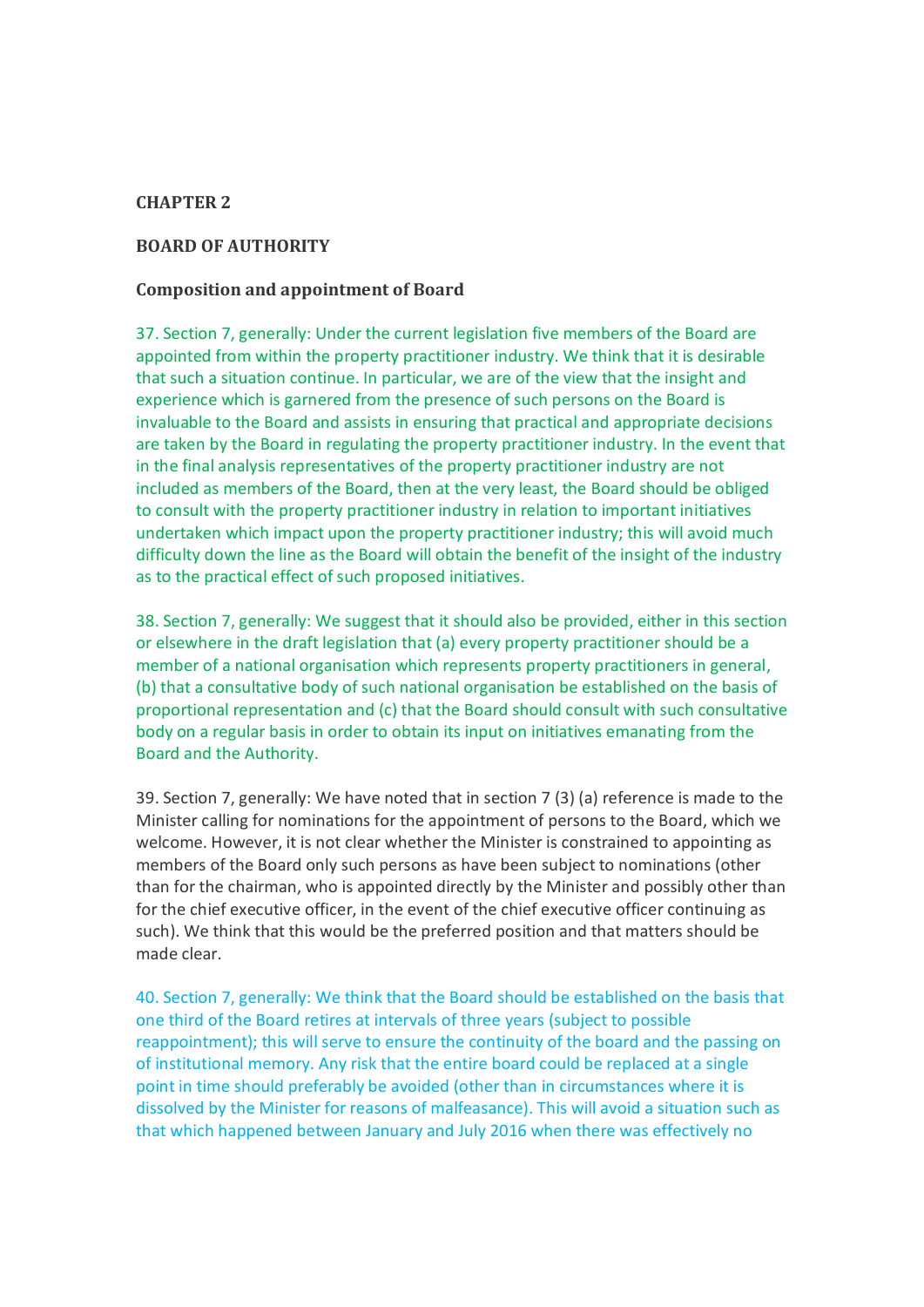**CHAPTER 2**

**BOARD OF AUTHORITY**

**Composition and appointment of Board**

37. Section 7, generally: Under the current legislation five members of the Board are appointed from within the property practitioner industry. We think that it is desirable that such a situation continue. In particular, we are of the view that the insight and experience which is garnered from the presence of such persons on the Board is invaluable to the Board and assists in ensuring that practical and appropriate decisions are taken by the Board in regulating the property practitioner industry. In the event that in the final analysis representatives of the property practitioner industry are not included as members of the Board, then at the very least, the Board should be obliged to consult with the property practitioner industry in relation to important initiatives undertaken which impact upon the property practitioner industry; this will avoid much difficulty down the line as the Board will obtain the benefit of the insight of the industry as to the practical effect of such proposed initiatives.

38. Section 7, generally: We suggest that it should also be provided, either in this section or elsewhere in the draft legislation that (a) every property practitioner should be a member of a national organisation which represents property practitioners in general, (b) that a consultative body of such national organisation be established on the basis of proportional representation and (c) that the Board should consult with such consultative body on a regular basis in order to obtain its input on initiatives emanating from the Board and the Authority.

39. Section 7, generally: We have noted that in section 7 (3) (a) reference is made to the Minister calling for nominations for the appointment of persons to the Board, which we welcome. However, it is not clear whether the Minister is constrained to appointing as members of the Board only such persons as have been subject to nominations (other than for the chairman, who is appointed directly by the Minister and possibly other than for the chief executive officer, in the event of the chief executive officer continuing as such). We think that this would be the preferred position and that matters should be made clear.

40. Section 7, generally: We think that the Board should be established on the basis that one third of the Board retires at intervals of three years (subject to possible reappointment); this will serve to ensure the continuity of the board and the passing on of institutional memory. Any risk that the entire board could be replaced at a single point in time should preferably be avoided (other than in circumstances where it is dissolved by the Minister for reasons of malfeasance). This will avoid a situation such as that which happened between January and July 2016 when there was effectively no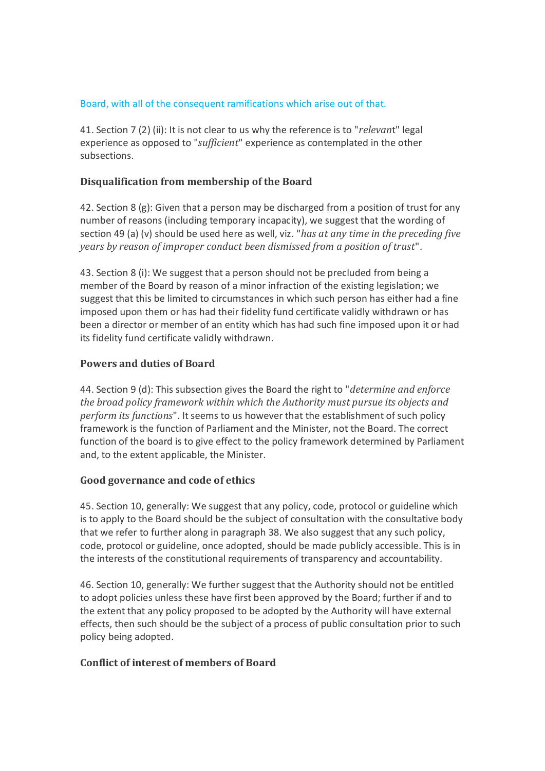Board, with all of the consequent ramifications which arise out of that.

41. Section 7 (2) (ii): It is not clear to us why the reference is to "*relevant*" legal experience as opposed to "*sufficient*" experience as contemplated in the other subsections.

### Disqualification from membership of the Board

42. Section 8 (g): Given that a person may be discharged from a position of trust for any number of reasons (including temporary incapacity), we suggest that the wording of section 49 (a) (v) should be used here as well, viz. "*has at any time in the preceding five years by reason of improper conduct been dismissed from a position of trust*".

43. Section 8 (i): We suggest that a person should not be precluded from being a member of the Board by reason of a minor infraction of the existing legislation; we suggest that this be limited to circumstances in which such person has either had a fine imposed upon them or has had their fidelity fund certificate validly withdrawn or has been a director or member of an entity which has had such fine imposed upon it or had its fidelity fund certificate validly withdrawn.

### Powers and duties of Board

44. Section 9 (d): This subsection gives the Board the right to "*determine and enforce the broad policy framework within which the Authority must pursue its objects and perform its functions*". It seems to us however that the establishment of such policy framework is the function of Parliament and the Minister, not the Board. The correct function of the board is to give effect to the policy framework determined by Parliament and, to the extent applicable, the Minister.

### Good governance and code of ethics

45. Section 10, generally: We suggest that any policy, code, protocol or guideline which is to apply to the Board should be the subject of consultation with the consultative body that we refer to further along in paragraph 38. We also suggest that any such policy, code, protocol or guideline, once adopted, should be made publicly accessible. This is in the interests of the constitutional requirements of transparency and accountability.

46. Section 10, generally: We further suggest that the Authority should not be entitled to adopt policies unless these have first been approved by the Board; further if and to the extent that any policy proposed to be adopted by the Authority will have external effects, then such should be the subject of a process of public consultation prior to such policy being adopted.

### Conflict of interest of members of Board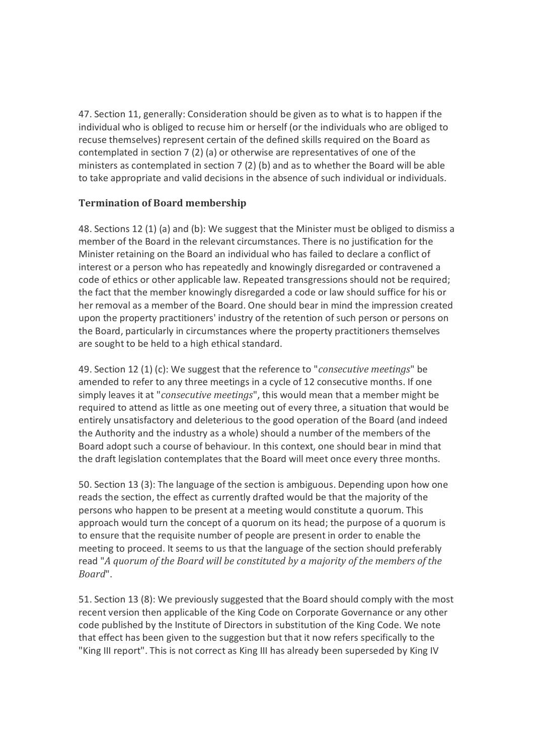47. Section 11, generally: Consideration should be given as to what is to happen if the individual who is obliged to recuse him or herself (or the individuals who are obliged to recuse themselves) represent certain of the defined skills required on the Board as contemplated in section 7 (2) (a) or otherwise are representatives of one of the ministers as contemplated in section 7 (2) (b) and as to whether the Board will be able to take appropriate and valid decisions in the absence of such individual or individuals.

### Termination of Board membership

48. Sections 12 (1) (a) and (b): We suggest that the Minister must be obliged to dismiss a member of the Board in the relevant circumstances. There is no justification for the Minister retaining on the Board an individual who has failed to declare a conflict of interest or a person who has repeatedly and knowingly disregarded or contravened a code of ethics or other applicable law. Repeated transgressions should not be required; the fact that the member knowingly disregarded a code or law should suffice for his or her removal as a member of the Board. One should bear in mind the impression created upon the property practitioners' industry of the retention of such person or persons on the Board, particularly in circumstances where the property practitioners themselves are sought to be held to a high ethical standard.

49. Section 12 (1) (c): We suggest that the reference to "*consecutive meetings*" be amended to refer to any three meetings in a cycle of 12 consecutive months. If one simply leaves it at "*consecutive meetings*", this would mean that a member might be required to attend as little as one meeting out of every three, a situation that would be entirely unsatisfactory and deleterious to the good operation of the Board (and indeed the Authority and the industry as a whole) should a number of the members of the Board adopt such a course of behaviour. In this context, one should bear in mind that the draft legislation contemplates that the Board will meet once every three months.

50. Section 13 (3): The language of the section is ambiguous. Depending upon how one reads the section, the effect as currently drafted would be that the majority of the persons who happen to be present at a meeting would constitute a quorum. This approach would turn the concept of a quorum on its head; the purpose of a quorum is to ensure that the requisite number of people are present in order to enable the meeting to proceed. It seems to us that the language of the section should preferably read "*A quorum of the Board will be constituted by a majority of the members of the Board*".

51. Section 13 (8): We previously suggested that the Board should comply with the most recent version then applicable of the King Code on Corporate Governance or any other code published by the Institute of Directors in substitution of the King Code. We note that effect has been given to the suggestion but that it now refers specifically to the "King III report". This is not correct as King III has already been superseded by King IV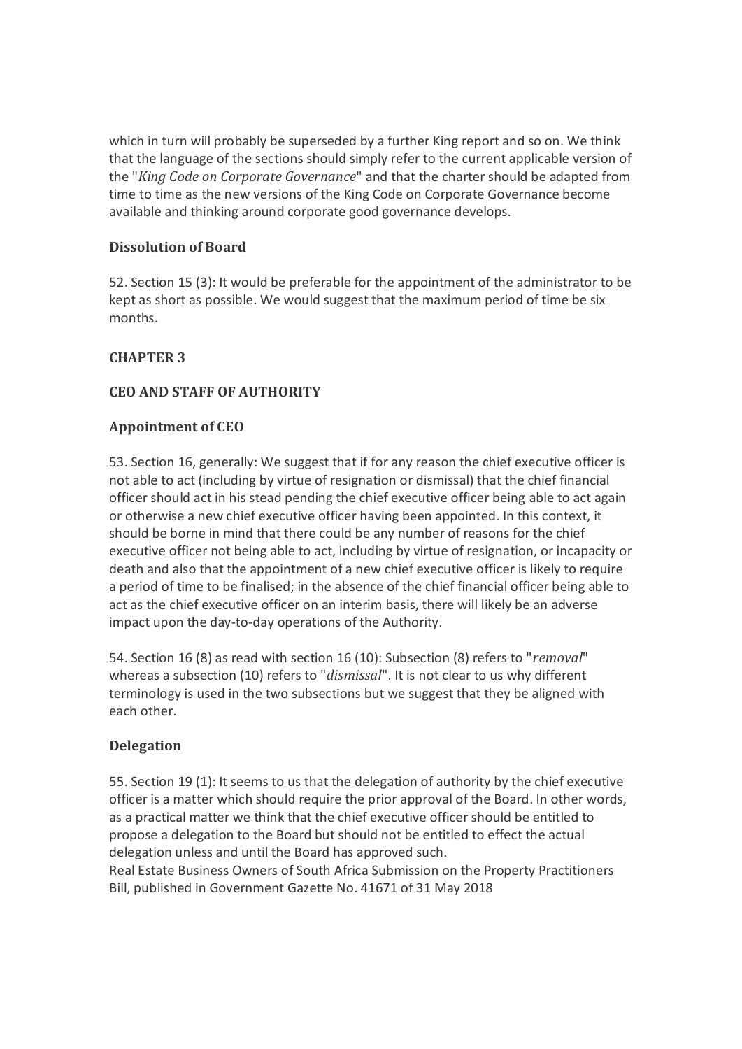which in turn will probably be superseded by a further King report and so on. We think that the language of the sections should simply refer to the current applicable version of the "*King Code on Corporate Governance*" and that the charter should be adapted from time to time as the new versions of the King Code on Corporate Governance become available and thinking around corporate good governance develops.

### Dissolution of Board

52. Section 15 (3): It would be preferable for the appointment of the administrator to be kept as short as possible. We would suggest that the maximum period of time be six months.

## CHAPTER 3

## CEO AND STAFF OF AUTHORITY

### Appointment of CEO

53. Section 16, generally: We suggest that if for any reason the chief executive officer is not able to act (including by virtue of resignation or dismissal) that the chief financial officer should act in his stead pending the chief executive officer being able to act again or otherwise a new chief executive officer having been appointed. In this context, it should be borne in mind that there could be any number of reasons for the chief executive officer not being able to act, including by virtue of resignation, or incapacity or death and also that the appointment of a new chief executive officer is likely to require a period of time to be finalised; in the absence of the chief financial officer being able to act as the chief executive officer on an interim basis, there will likely be an adverse impact upon the day-to-day operations of the Authority.

54. Section 16 (8) as read with section 16 (10): Subsection (8) refers to "*removal*" whereas a subsection (10) refers to "*dismissal*". It is not clear to us why different terminology is used in the two subsections but we suggest that they be aligned with each other.

### Delegation

55. Section 19 (1): It seems to us that the delegation of authority by the chief executive officer is a matter which should require the prior approval of the Board. In other words, as a practical matter we think that the chief executive officer should be entitled to propose a delegation to the Board but should not be entitled to effect the actual delegation unless and until the Board has approved such.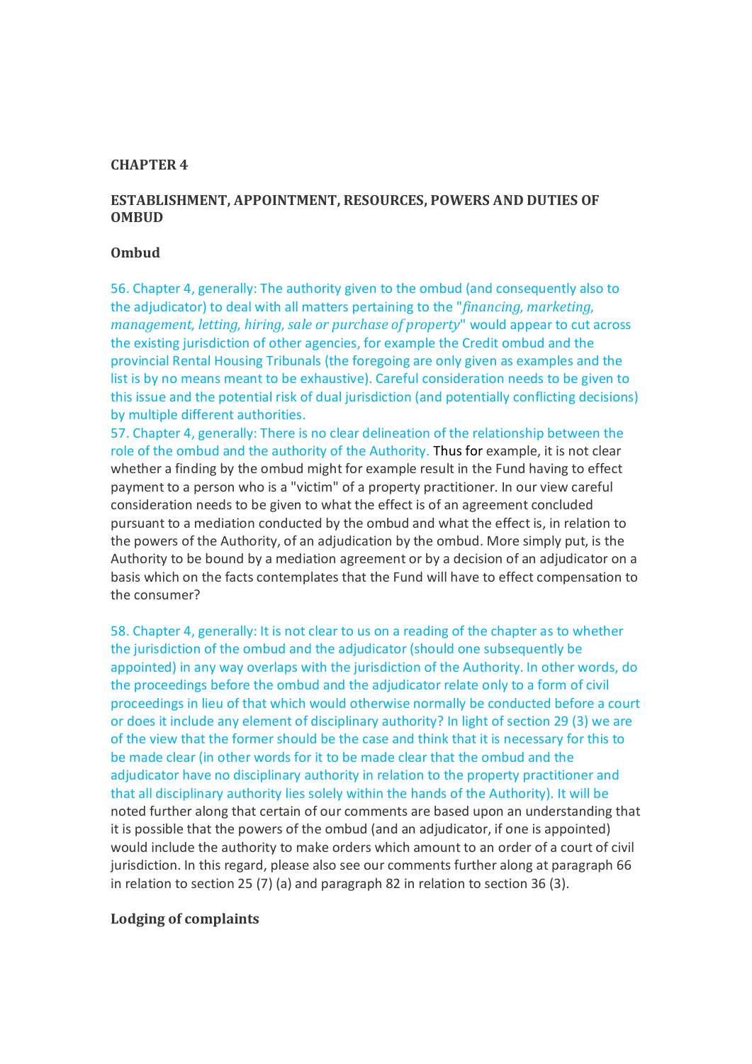**CHAPTER 4**

**ESTABLISHMENT, APPOINTMENT, RESOURCES, POWERS AND DUTIES OF OMBUD**

**Ombud**

56. Chapter 4, generally: The authority given to the ombud (and consequently also to the adjudicator) to deal with all matters pertaining to the "*financing, marketing, management, letting, hiring, sale or purchase of property*" would appear to cut across the existing jurisdiction of other agencies, for example the Credit ombud and the provincial Rental Housing Tribunals (the foregoing are only given as examples and the list is by no means meant to be exhaustive). Careful consideration needs to be given to this issue and the potential risk of dual jurisdiction (and potentially conflicting decisions) by multiple different authorities.

57. Chapter 4, generally: There is no clear delineation of the relationship between the role of the ombud and the authority of the Authority. Thus for example, it is not clear whether a finding by the ombud might for example result in the Fund having to effect payment to a person who is a "victim" of a property practitioner. In our view careful consideration needs to be given to what the effect is of an agreement concluded pursuant to a mediation conducted by the ombud and what the effect is, in relation to the powers of the Authority, of an adjudication by the ombud. More simply put, is the Authority to be bound by a mediation agreement or by a decision of an adjudicator on a basis which on the facts contemplates that the Fund will have to effect compensation to the consumer?

58. Chapter 4, generally: It is not clear to us on a reading of the chapter as to whether the jurisdiction of the ombud and the adjudicator (should one subsequently be appointed) in any way overlaps with the jurisdiction of the Authority. In other words, do the proceedings before the ombud and the adjudicator relate only to a form of civil proceedings in lieu of that which would otherwise normally be conducted before a court or does it include any element of disciplinary authority? In light of section 29 (3) we are of the view that the former should be the case and think that it is necessary for this to be made clear (in other words for it to be made clear that the ombud and the adjudicator have no disciplinary authority in relation to the property practitioner and that all disciplinary authority lies solely within the hands of the Authority). It will be noted further along that certain of our comments are based upon an understanding that it is possible that the powers of the ombud (and an adjudicator, if one is appointed) would include the authority to make orders which amount to an order of a court of civil jurisdiction. In this regard, please also see our comments further along at paragraph 66 in relation to section 25 (7) (a) and paragraph 82 in relation to section 36 (3).

**Lodging of complaints**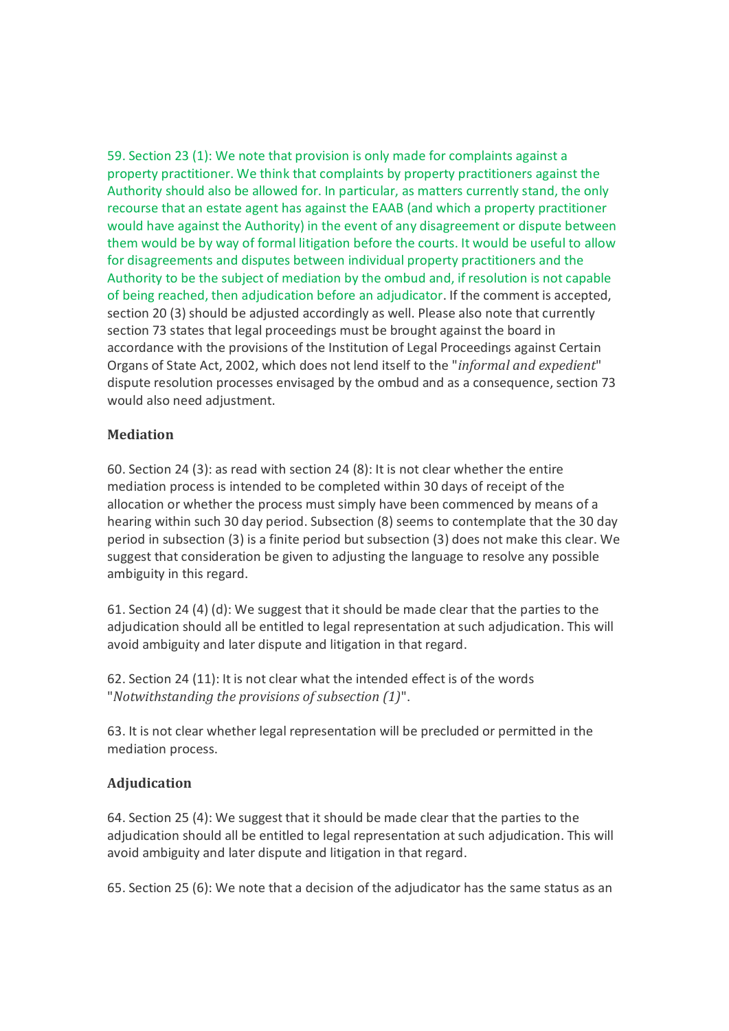59. Section 23 (1): We note that provision is only made for complaints against a property practitioner. We think that complaints by property practitioners against the Authority should also be allowed for. In particular, as matters currently stand, the only recourse that an estate agent has against the EAAB (and which a property practitioner would have against the Authority) in the event of any disagreement or dispute between them would be by way of formal litigation before the courts. It would be useful to allow for disagreements and disputes between individual property practitioners and the Authority to be the subject of mediation by the ombud and, if resolution is not capable of being reached, then adjudication before an adjudicator. If the comment is accepted, section 20 (3) should be adjusted accordingly as well. Please also note that currently section 73 states that legal proceedings must be brought against the board in accordance with the provisions of the Institution of Legal Proceedings against Certain Organs of State Act, 2002, which does not lend itself to the "*informal and expedient*" dispute resolution processes envisaged by the ombud and as a consequence, section 73 would also need adjustment.

### Mediation

60. Section 24 (3): as read with section 24 (8): It is not clear whether the entire mediation process is intended to be completed within 30 days of receipt of the allocation or whether the process must simply have been commenced by means of a hearing within such 30 day period. Subsection (8) seems to contemplate that the 30 day period in subsection (3) is a finite period but subsection (3) does not make this clear. We suggest that consideration be given to adjusting the language to resolve any possible ambiguity in this regard.

61. Section 24 (4) (d): We suggest that it should be made clear that the parties to the adjudication should all be entitled to legal representation at such adjudication. This will avoid ambiguity and later dispute and litigation in that regard.

62. Section 24 (11): It is not clear what the intended effect is of the words "*Notwithstanding the provisions of subsection (1)*".

63. It is not clear whether legal representation will be precluded or permitted in the mediation process.

### Adjudication

64. Section 25 (4): We suggest that it should be made clear that the parties to the adjudication should all be entitled to legal representation at such adjudication. This will avoid ambiguity and later dispute and litigation in that regard.

65. Section 25 (6): We note that a decision of the adjudicator has the same status as an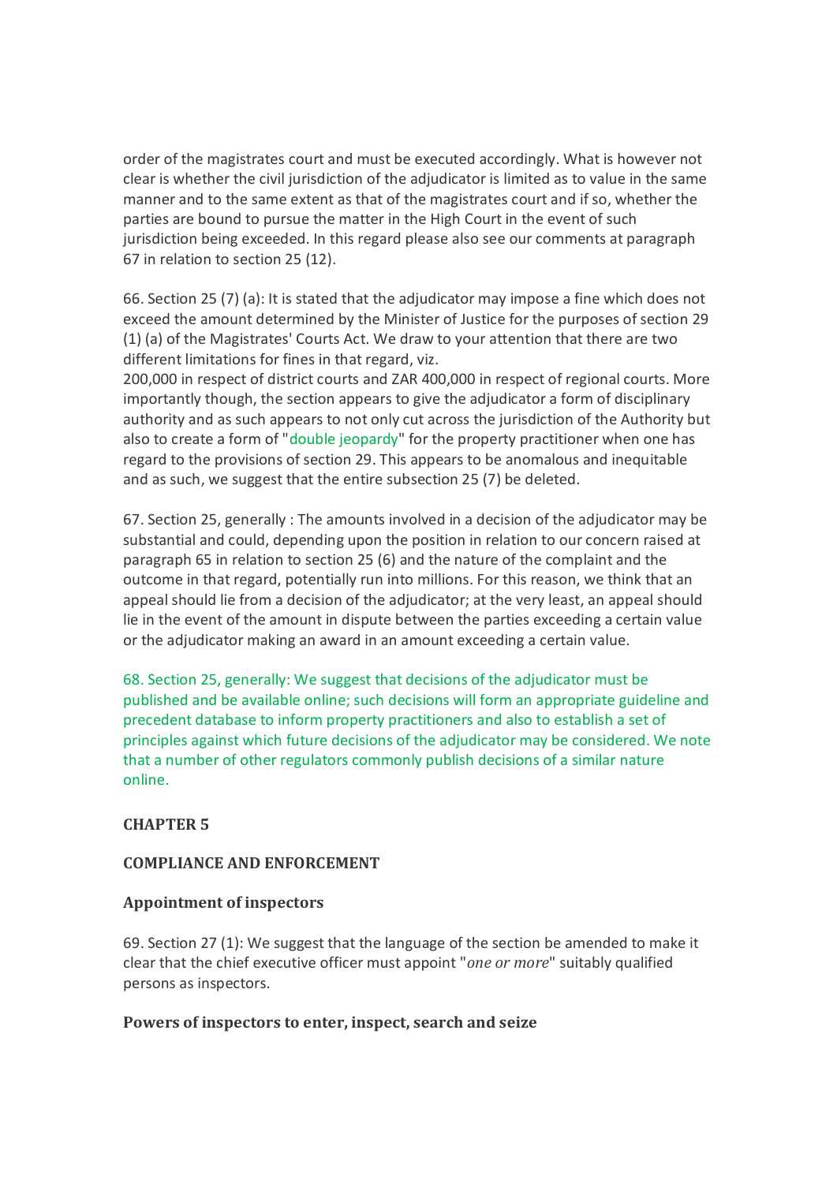order of the magistrates court and must be executed accordingly. What is however not clear is whether the civil jurisdiction of the adjudicator is limited as to value in the same manner and to the same extent as that of the magistrates court and if so, whether the parties are bound to pursue the matter in the High Court in the event of such jurisdiction being exceeded. In this regard please also see our comments at paragraph 67 in relation to section 25 (12).

66. Section 25 (7) (a): It is stated that the adjudicator may impose a fine which does not exceed the amount determined by the Minister of Justice for the purposes of section 29 (1) (a) of the Magistrates' Courts Act. We draw to your attention that there are two different limitations for fines in that regard, viz.
200,000 in respect of district courts and ZAR 400,000 in respect of regional courts. More importantly though, the section appears to give the adjudicator a form of disciplinary authority and as such appears to not only cut across the jurisdiction of the Authority but also to create a form of "double jeopardy" for the property practitioner when one has regard to the provisions of section 29. This appears to be anomalous and inequitable and as such, we suggest that the entire subsection 25 (7) be deleted.

67. Section 25, generally : The amounts involved in a decision of the adjudicator may be substantial and could, depending upon the position in relation to our concern raised at paragraph 65 in relation to section 25 (6) and the nature of the complaint and the outcome in that regard, potentially run into millions. For this reason, we think that an appeal should lie from a decision of the adjudicator; at the very least, an appeal should lie in the event of the amount in dispute between the parties exceeding a certain value or the adjudicator making an award in an amount exceeding a certain value.

68. Section 25, generally: We suggest that decisions of the adjudicator must be published and be available online; such decisions will form an appropriate guideline and precedent database to inform property practitioners and also to establish a set of principles against which future decisions of the adjudicator may be considered. We note that a number of other regulators commonly publish decisions of a similar nature online.

**CHAPTER 5**

**COMPLIANCE AND ENFORCEMENT**

**Appointment of inspectors**

69. Section 27 (1): We suggest that the language of the section be amended to make it clear that the chief executive officer must appoint "*one or more*" suitably qualified persons as inspectors.

**Powers of inspectors to enter, inspect, search and seize**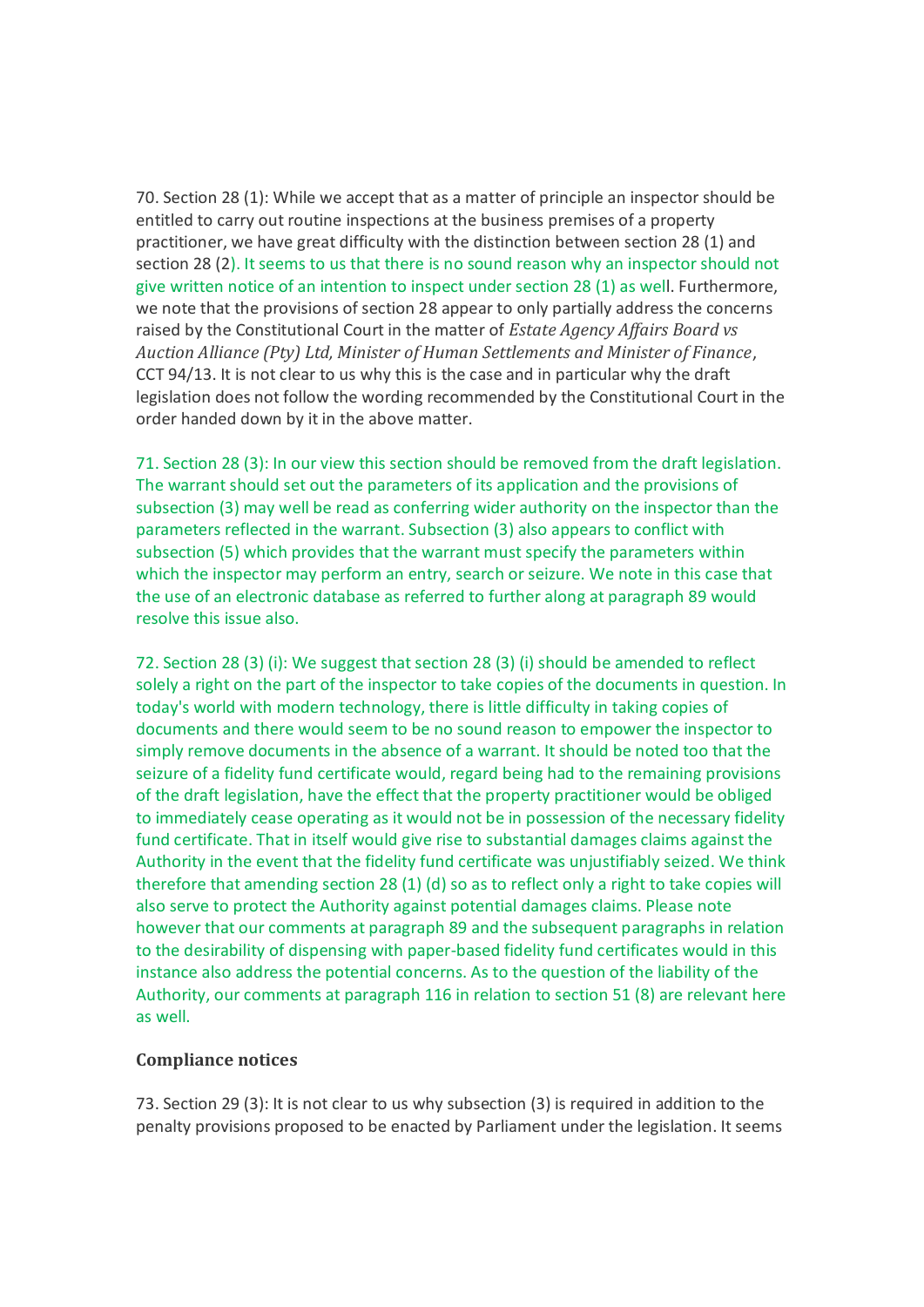70. Section 28 (1): While we accept that as a matter of principle an inspector should be entitled to carry out routine inspections at the business premises of a property practitioner, we have great difficulty with the distinction between section 28 (1) and section 28 (2). It seems to us that there is no sound reason why an inspector should not give written notice of an intention to inspect under section 28 (1) as well. Furthermore, we note that the provisions of section 28 appear to only partially address the concerns raised by the Constitutional Court in the matter of *Estate Agency Affairs Board vs Auction Alliance (Pty) Ltd, Minister of Human Settlements and Minister of Finance*, CCT 94/13. It is not clear to us why this is the case and in particular why the draft legislation does not follow the wording recommended by the Constitutional Court in the order handed down by it in the above matter.

71. Section 28 (3): In our view this section should be removed from the draft legislation. The warrant should set out the parameters of its application and the provisions of subsection (3) may well be read as conferring wider authority on the inspector than the parameters reflected in the warrant. Subsection (3) also appears to conflict with subsection (5) which provides that the warrant must specify the parameters within which the inspector may perform an entry, search or seizure. We note in this case that the use of an electronic database as referred to further along at paragraph 89 would resolve this issue also.

72. Section 28 (3) (i): We suggest that section 28 (3) (i) should be amended to reflect solely a right on the part of the inspector to take copies of the documents in question. In today's world with modern technology, there is little difficulty in taking copies of documents and there would seem to be no sound reason to empower the inspector to simply remove documents in the absence of a warrant. It should be noted too that the seizure of a fidelity fund certificate would, regard being had to the remaining provisions of the draft legislation, have the effect that the property practitioner would be obliged to immediately cease operating as it would not be in possession of the necessary fidelity fund certificate. That in itself would give rise to substantial damages claims against the Authority in the event that the fidelity fund certificate was unjustifiably seized. We think therefore that amending section 28 (1) (d) so as to reflect only a right to take copies will also serve to protect the Authority against potential damages claims. Please note however that our comments at paragraph 89 and the subsequent paragraphs in relation to the desirability of dispensing with paper-based fidelity fund certificates would in this instance also address the potential concerns. As to the question of the liability of the Authority, our comments at paragraph 116 in relation to section 51 (8) are relevant here as well.

### Compliance notices

73. Section 29 (3): It is not clear to us why subsection (3) is required in addition to the penalty provisions proposed to be enacted by Parliament under the legislation. It seems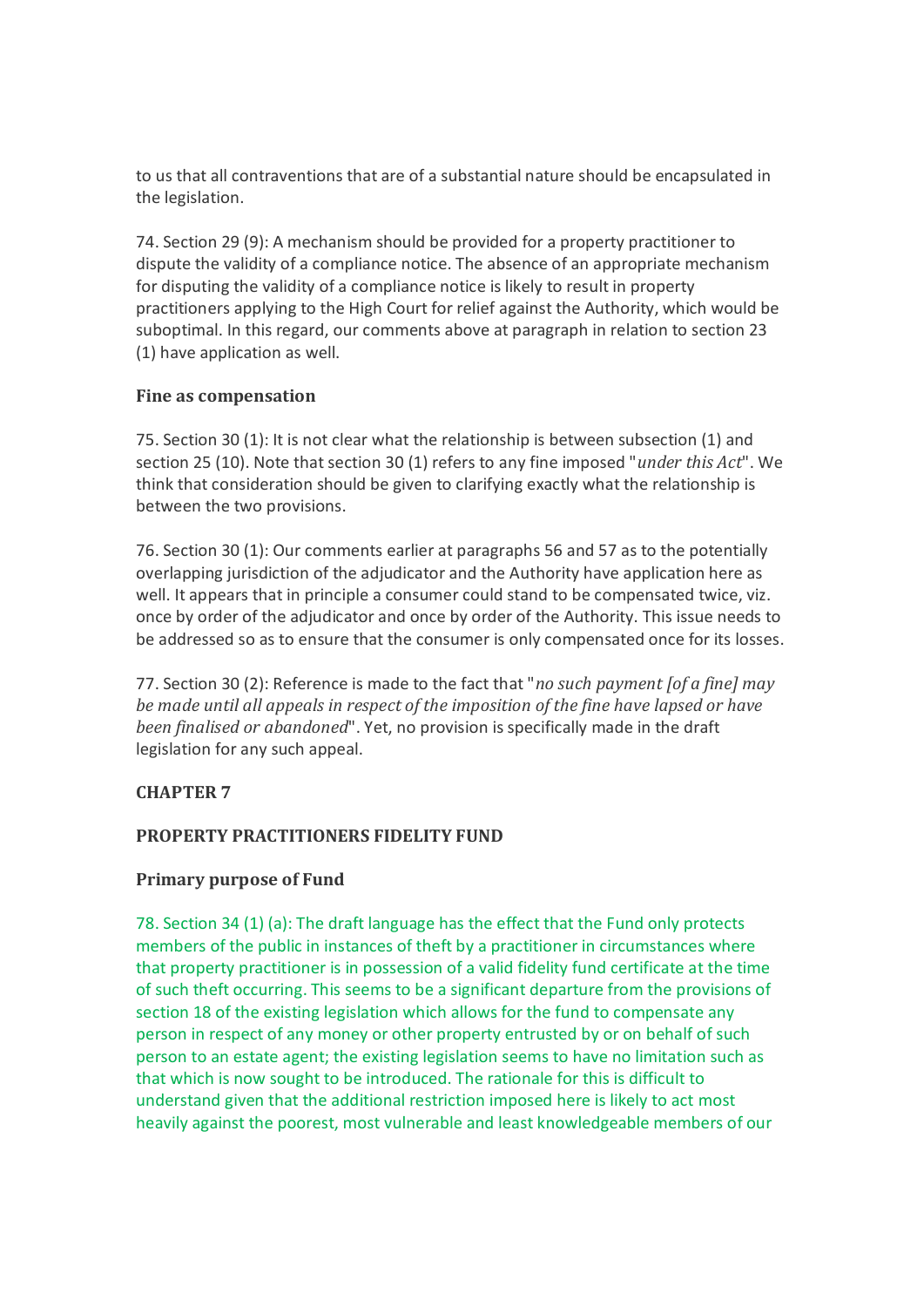to us that all contraventions that are of a substantial nature should be encapsulated in the legislation.

74. Section 29 (9): A mechanism should be provided for a property practitioner to dispute the validity of a compliance notice. The absence of an appropriate mechanism for disputing the validity of a compliance notice is likely to result in property practitioners applying to the High Court for relief against the Authority, which would be suboptimal. In this regard, our comments above at paragraph in relation to section 23 (1) have application as well.

**Fine as compensation**

75. Section 30 (1): It is not clear what the relationship is between subsection (1) and section 25 (10). Note that section 30 (1) refers to any fine imposed "*under this Act*". We think that consideration should be given to clarifying exactly what the relationship is between the two provisions.

76. Section 30 (1): Our comments earlier at paragraphs 56 and 57 as to the potentially overlapping jurisdiction of the adjudicator and the Authority have application here as well. It appears that in principle a consumer could stand to be compensated twice, viz. once by order of the adjudicator and once by order of the Authority. This issue needs to be addressed so as to ensure that the consumer is only compensated once for its losses.

77. Section 30 (2): Reference is made to the fact that "*no such payment [of a fine] may be made until all appeals in respect of the imposition of the fine have lapsed or have been finalised or abandoned*". Yet, no provision is specifically made in the draft legislation for any such appeal.

**CHAPTER 7**

**PROPERTY PRACTITIONERS FIDELITY FUND**

**Primary purpose of Fund**

78. Section 34 (1) (a): The draft language has the effect that the Fund only protects members of the public in instances of theft by a practitioner in circumstances where that property practitioner is in possession of a valid fidelity fund certificate at the time of such theft occurring. This seems to be a significant departure from the provisions of section 18 of the existing legislation which allows for the fund to compensate any person in respect of any money or other property entrusted by or on behalf of such person to an estate agent; the existing legislation seems to have no limitation such as that which is now sought to be introduced. The rationale for this is difficult to understand given that the additional restriction imposed here is likely to act most heavily against the poorest, most vulnerable and least knowledgeable members of our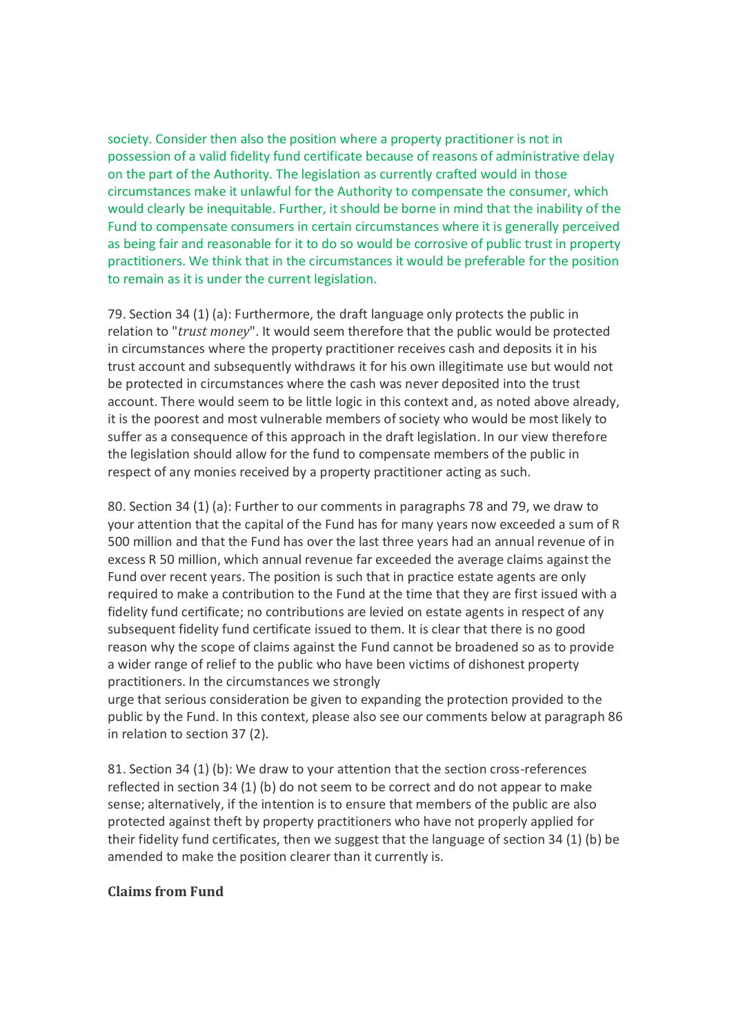society. Consider then also the position where a property practitioner is not in possession of a valid fidelity fund certificate because of reasons of administrative delay on the part of the Authority. The legislation as currently crafted would in those circumstances make it unlawful for the Authority to compensate the consumer, which would clearly be inequitable. Further, it should be borne in mind that the inability of the Fund to compensate consumers in certain circumstances where it is generally perceived as being fair and reasonable for it to do so would be corrosive of public trust in property practitioners. We think that in the circumstances it would be preferable for the position to remain as it is under the current legislation.

79. Section 34 (1) (a): Furthermore, the draft language only protects the public in relation to "*trust money*". It would seem therefore that the public would be protected in circumstances where the property practitioner receives cash and deposits it in his trust account and subsequently withdraws it for his own illegitimate use but would not be protected in circumstances where the cash was never deposited into the trust account. There would seem to be little logic in this context and, as noted above already, it is the poorest and most vulnerable members of society who would be most likely to suffer as a consequence of this approach in the draft legislation. In our view therefore the legislation should allow for the fund to compensate members of the public in respect of any monies received by a property practitioner acting as such.

80. Section 34 (1) (a): Further to our comments in paragraphs 78 and 79, we draw to your attention that the capital of the Fund has for many years now exceeded a sum of R 500 million and that the Fund has over the last three years had an annual revenue of in excess R 50 million, which annual revenue far exceeded the average claims against the Fund over recent years. The position is such that in practice estate agents are only required to make a contribution to the Fund at the time that they are first issued with a fidelity fund certificate; no contributions are levied on estate agents in respect of any subsequent fidelity fund certificate issued to them. It is clear that there is no good reason why the scope of claims against the Fund cannot be broadened so as to provide a wider range of relief to the public who have been victims of dishonest property practitioners. In the circumstances we strongly urge that serious consideration be given to expanding the protection provided to the public by the Fund. In this context, please also see our comments below at paragraph 86 in relation to section 37 (2).

81. Section 34 (1) (b): We draw to your attention that the section cross-references reflected in section 34 (1) (b) do not seem to be correct and do not appear to make sense; alternatively, if the intention is to ensure that members of the public are also protected against theft by property practitioners who have not properly applied for their fidelity fund certificates, then we suggest that the language of section 34 (1) (b) be amended to make the position clearer than it currently is.

**Claims from Fund**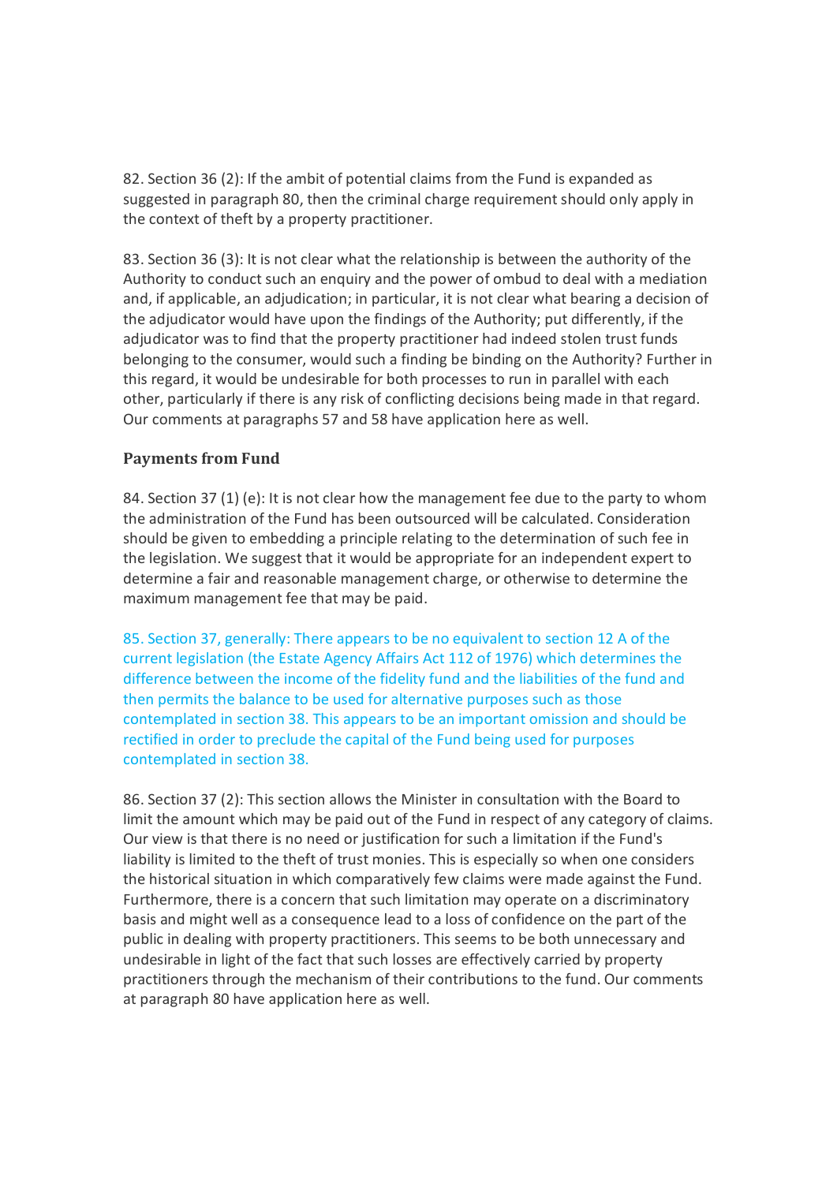82. Section 36 (2): If the ambit of potential claims from the Fund is expanded as suggested in paragraph 80, then the criminal charge requirement should only apply in the context of theft by a property practitioner.

83. Section 36 (3): It is not clear what the relationship is between the authority of the Authority to conduct such an enquiry and the power of ombud to deal with a mediation and, if applicable, an adjudication; in particular, it is not clear what bearing a decision of the adjudicator would have upon the findings of the Authority; put differently, if the adjudicator was to find that the property practitioner had indeed stolen trust funds belonging to the consumer, would such a finding be binding on the Authority? Further in this regard, it would be undesirable for both processes to run in parallel with each other, particularly if there is any risk of conflicting decisions being made in that regard. Our comments at paragraphs 57 and 58 have application here as well.

**Payments from Fund**

84. Section 37 (1) (e): It is not clear how the management fee due to the party to whom the administration of the Fund has been outsourced will be calculated. Consideration should be given to embedding a principle relating to the determination of such fee in the legislation. We suggest that it would be appropriate for an independent expert to determine a fair and reasonable management charge, or otherwise to determine the maximum management fee that may be paid.

85. Section 37, generally: There appears to be no equivalent to section 12 A of the current legislation (the Estate Agency Affairs Act 112 of 1976) which determines the difference between the income of the fidelity fund and the liabilities of the fund and then permits the balance to be used for alternative purposes such as those contemplated in section 38. This appears to be an important omission and should be rectified in order to preclude the capital of the Fund being used for purposes contemplated in section 38.

86. Section 37 (2): This section allows the Minister in consultation with the Board to limit the amount which may be paid out of the Fund in respect of any category of claims. Our view is that there is no need or justification for such a limitation if the Fund's liability is limited to the theft of trust monies. This is especially so when one considers the historical situation in which comparatively few claims were made against the Fund. Furthermore, there is a concern that such limitation may operate on a discriminatory basis and might well as a consequence lead to a loss of confidence on the part of the public in dealing with property practitioners. This seems to be both unnecessary and undesirable in light of the fact that such losses are effectively carried by property practitioners through the mechanism of their contributions to the fund. Our comments at paragraph 80 have application here as well.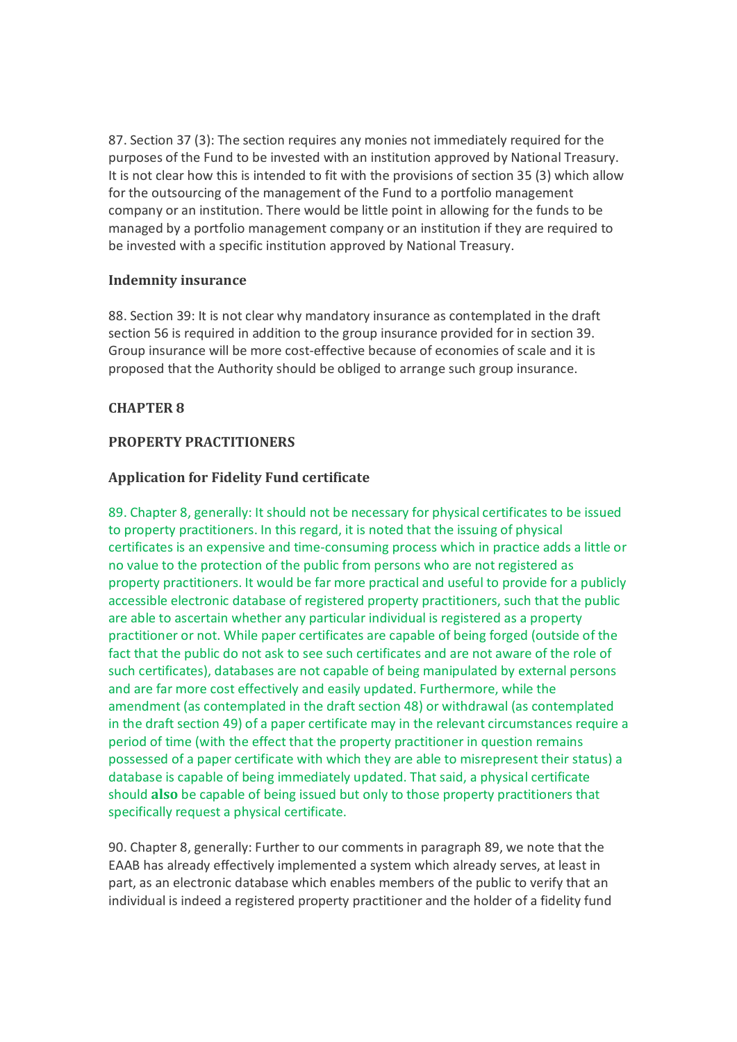87. Section 37 (3): The section requires any monies not immediately required for the purposes of the Fund to be invested with an institution approved by National Treasury. It is not clear how this is intended to fit with the provisions of section 35 (3) which allow for the outsourcing of the management of the Fund to a portfolio management company or an institution. There would be little point in allowing for the funds to be managed by a portfolio management company or an institution if they are required to be invested with a specific institution approved by National Treasury.

### Indemnity insurance

88. Section 39: It is not clear why mandatory insurance as contemplated in the draft section 56 is required in addition to the group insurance provided for in section 39. Group insurance will be more cost-effective because of economies of scale and it is proposed that the Authority should be obliged to arrange such group insurance.

## CHAPTER 8

## PROPERTY PRACTITIONERS

### Application for Fidelity Fund certificate

89. Chapter 8, generally: It should not be necessary for physical certificates to be issued to property practitioners. In this regard, it is noted that the issuing of physical certificates is an expensive and time-consuming process which in practice adds a little or no value to the protection of the public from persons who are not registered as property practitioners. It would be far more practical and useful to provide for a publicly accessible electronic database of registered property practitioners, such that the public are able to ascertain whether any particular individual is registered as a property practitioner or not. While paper certificates are capable of being forged (outside of the fact that the public do not ask to see such certificates and are not aware of the role of such certificates), databases are not capable of being manipulated by external persons and are far more cost effectively and easily updated. Furthermore, while the amendment (as contemplated in the draft section 48) or withdrawal (as contemplated in the draft section 49) of a paper certificate may in the relevant circumstances require a period of time (with the effect that the property practitioner in question remains possessed of a paper certificate with which they are able to misrepresent their status) a database is capable of being immediately updated. That said, a physical certificate should **also** be capable of being issued but only to those property practitioners that specifically request a physical certificate.

90. Chapter 8, generally: Further to our comments in paragraph 89, we note that the EAAB has already effectively implemented a system which already serves, at least in part, as an electronic database which enables members of the public to verify that an individual is indeed a registered property practitioner and the holder of a fidelity fund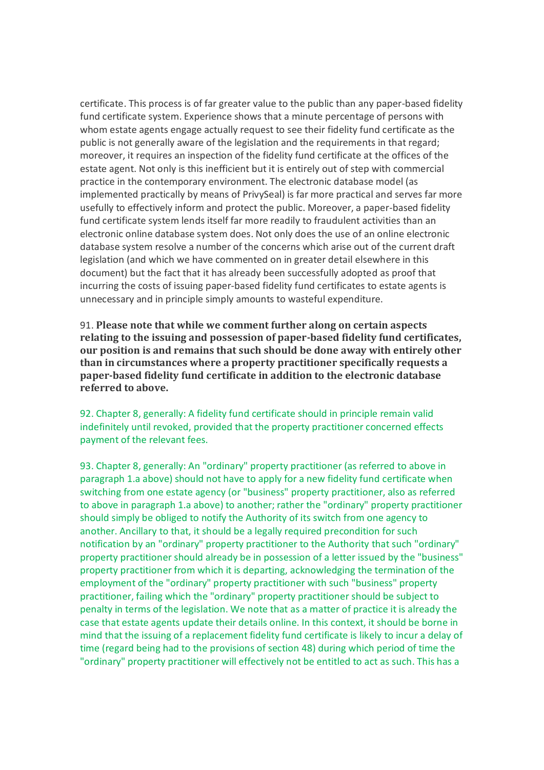certificate. This process is of far greater value to the public than any paper-based fidelity fund certificate system. Experience shows that a minute percentage of persons with whom estate agents engage actually request to see their fidelity fund certificate as the public is not generally aware of the legislation and the requirements in that regard; moreover, it requires an inspection of the fidelity fund certificate at the offices of the estate agent. Not only is this inefficient but it is entirely out of step with commercial practice in the contemporary environment. The electronic database model (as implemented practically by means of PrivySeal) is far more practical and serves far more usefully to effectively inform and protect the public. Moreover, a paper-based fidelity fund certificate system lends itself far more readily to fraudulent activities than an electronic online database system does. Not only does the use of an online electronic database system resolve a number of the concerns which arise out of the current draft legislation (and which we have commented on in greater detail elsewhere in this document) but the fact that it has already been successfully adopted as proof that incurring the costs of issuing paper-based fidelity fund certificates to estate agents is unnecessary and in principle simply amounts to wasteful expenditure.

91. **Please note that while we comment further along on certain aspects relating to the issuing and possession of paper-based fidelity fund certificates, our position is and remains that such should be done away with entirely other than in circumstances where a property practitioner specifically requests a paper-based fidelity fund certificate in addition to the electronic database referred to above.**

92. Chapter 8, generally: A fidelity fund certificate should in principle remain valid indefinitely until revoked, provided that the property practitioner concerned effects payment of the relevant fees.

93. Chapter 8, generally: An "ordinary" property practitioner (as referred to above in paragraph 1.a above) should not have to apply for a new fidelity fund certificate when switching from one estate agency (or "business" property practitioner, also as referred to above in paragraph 1.a above) to another; rather the "ordinary" property practitioner should simply be obliged to notify the Authority of its switch from one agency to another. Ancillary to that, it should be a legally required precondition for such notification by an "ordinary" property practitioner to the Authority that such "ordinary" property practitioner should already be in possession of a letter issued by the "business" property practitioner from which it is departing, acknowledging the termination of the employment of the "ordinary" property practitioner with such "business" property practitioner, failing which the "ordinary" property practitioner should be subject to penalty in terms of the legislation. We note that as a matter of practice it is already the case that estate agents update their details online. In this context, it should be borne in mind that the issuing of a replacement fidelity fund certificate is likely to incur a delay of time (regard being had to the provisions of section 48) during which period of time the "ordinary" property practitioner will effectively not be entitled to act as such. This has a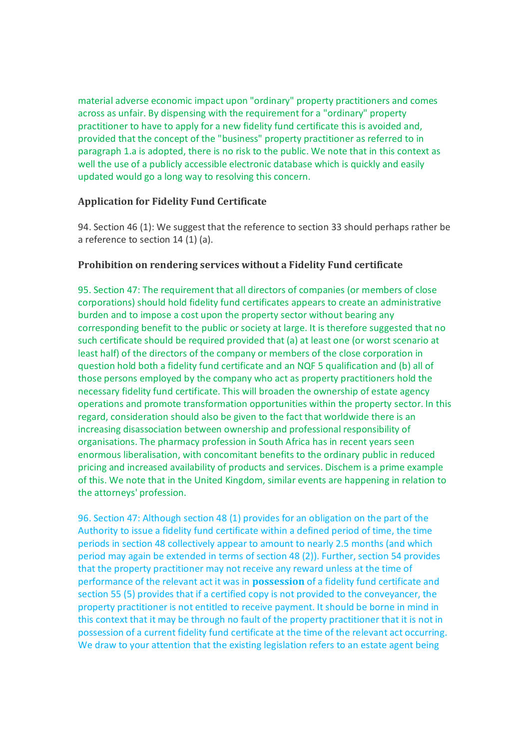material adverse economic impact upon "ordinary" property practitioners and comes across as unfair. By dispensing with the requirement for a "ordinary" property practitioner to have to apply for a new fidelity fund certificate this is avoided and, provided that the concept of the "business" property practitioner as referred to in paragraph 1.a is adopted, there is no risk to the public. We note that in this context as well the use of a publicly accessible electronic database which is quickly and easily updated would go a long way to resolving this concern.

### Application for Fidelity Fund Certificate

94. Section 46 (1): We suggest that the reference to section 33 should perhaps rather be a reference to section 14 (1) (a).

### Prohibition on rendering services without a Fidelity Fund certificate

95. Section 47: The requirement that all directors of companies (or members of close corporations) should hold fidelity fund certificates appears to create an administrative burden and to impose a cost upon the property sector without bearing any corresponding benefit to the public or society at large. It is therefore suggested that no such certificate should be required provided that (a) at least one (or worst scenario at least half) of the directors of the company or members of the close corporation in question hold both a fidelity fund certificate and an NQF 5 qualification and (b) all of those persons employed by the company who act as property practitioners hold the necessary fidelity fund certificate. This will broaden the ownership of estate agency operations and promote transformation opportunities within the property sector. In this regard, consideration should also be given to the fact that worldwide there is an increasing disassociation between ownership and professional responsibility of organisations. The pharmacy profession in South Africa has in recent years seen enormous liberalisation, with concomitant benefits to the ordinary public in reduced pricing and increased availability of products and services. Dischem is a prime example of this. We note that in the United Kingdom, similar events are happening in relation to the attorneys' profession.

96. Section 47: Although section 48 (1) provides for an obligation on the part of the Authority to issue a fidelity fund certificate within a defined period of time, the time periods in section 48 collectively appear to amount to nearly 2.5 months (and which period may again be extended in terms of section 48 (2)). Further, section 54 provides that the property practitioner may not receive any reward unless at the time of performance of the relevant act it was in **possession** of a fidelity fund certificate and section 55 (5) provides that if a certified copy is not provided to the conveyancer, the property practitioner is not entitled to receive payment. It should be borne in mind in this context that it may be through no fault of the property practitioner that it is not in possession of a current fidelity fund certificate at the time of the relevant act occurring. We draw to your attention that the existing legislation refers to an estate agent being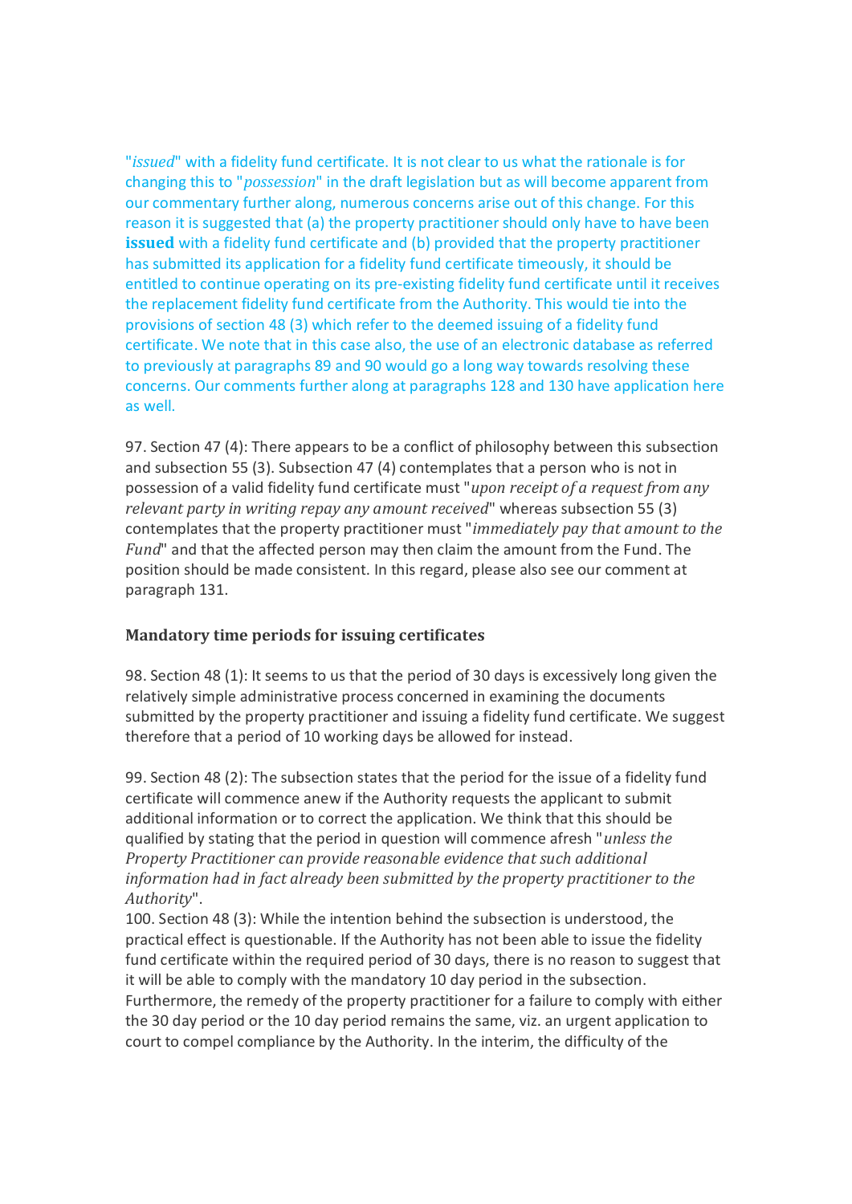"*issued*" with a fidelity fund certificate. It is not clear to us what the rationale is for changing this to "*possession*" in the draft legislation but as will become apparent from our commentary further along, numerous concerns arise out of this change. For this reason it is suggested that (a) the property practitioner should only have to have been **issued** with a fidelity fund certificate and (b) provided that the property practitioner has submitted its application for a fidelity fund certificate timeously, it should be entitled to continue operating on its pre-existing fidelity fund certificate until it receives the replacement fidelity fund certificate from the Authority. This would tie into the provisions of section 48 (3) which refer to the deemed issuing of a fidelity fund certificate. We note that in this case also, the use of an electronic database as referred to previously at paragraphs 89 and 90 would go a long way towards resolving these concerns. Our comments further along at paragraphs 128 and 130 have application here as well.

97. Section 47 (4): There appears to be a conflict of philosophy between this subsection and subsection 55 (3). Subsection 47 (4) contemplates that a person who is not in possession of a valid fidelity fund certificate must "*upon receipt of a request from any relevant party in writing repay any amount received*" whereas subsection 55 (3) contemplates that the property practitioner must "*immediately pay that amount to the Fund*" and that the affected person may then claim the amount from the Fund. The position should be made consistent. In this regard, please also see our comment at paragraph 131.

### Mandatory time periods for issuing certificates

98. Section 48 (1): It seems to us that the period of 30 days is excessively long given the relatively simple administrative process concerned in examining the documents submitted by the property practitioner and issuing a fidelity fund certificate. We suggest therefore that a period of 10 working days be allowed for instead.

99. Section 48 (2): The subsection states that the period for the issue of a fidelity fund certificate will commence anew if the Authority requests the applicant to submit additional information or to correct the application. We think that this should be qualified by stating that the period in question will commence afresh "*unless the Property Practitioner can provide reasonable evidence that such additional information had in fact already been submitted by the property practitioner to the Authority*".

100. Section 48 (3): While the intention behind the subsection is understood, the practical effect is questionable. If the Authority has not been able to issue the fidelity fund certificate within the required period of 30 days, there is no reason to suggest that it will be able to comply with the mandatory 10 day period in the subsection. Furthermore, the remedy of the property practitioner for a failure to comply with either the 30 day period or the 10 day period remains the same, viz. an urgent application to court to compel compliance by the Authority. In the interim, the difficulty of the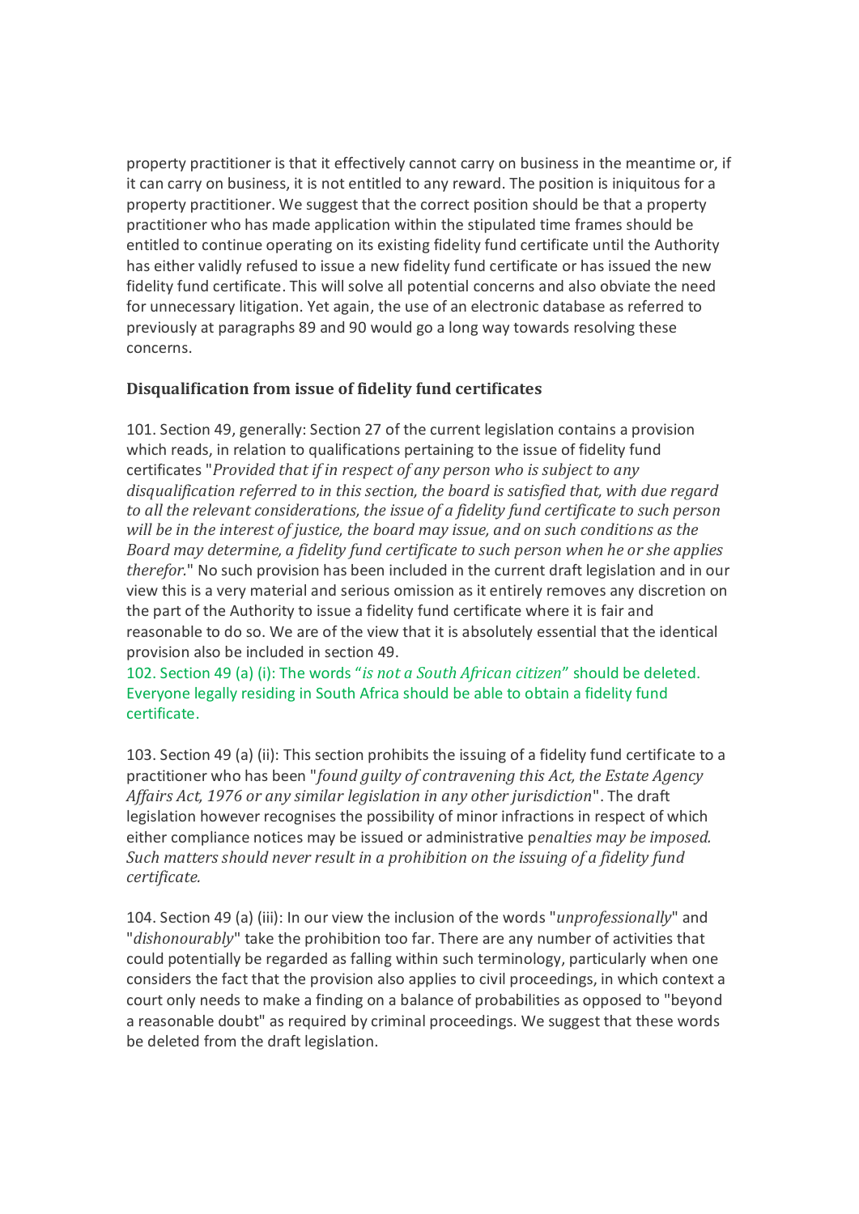property practitioner is that it effectively cannot carry on business in the meantime or, if it can carry on business, it is not entitled to any reward. The position is iniquitous for a property practitioner. We suggest that the correct position should be that a property practitioner who has made application within the stipulated time frames should be entitled to continue operating on its existing fidelity fund certificate until the Authority has either validly refused to issue a new fidelity fund certificate or has issued the new fidelity fund certificate. This will solve all potential concerns and also obviate the need for unnecessary litigation. Yet again, the use of an electronic database as referred to previously at paragraphs 89 and 90 would go a long way towards resolving these concerns.

### Disqualification from issue of fidelity fund certificates

101. Section 49, generally: Section 27 of the current legislation contains a provision which reads, in relation to qualifications pertaining to the issue of fidelity fund certificates "*Provided that if in respect of any person who is subject to any disqualification referred to in this section, the board is satisfied that, with due regard to all the relevant considerations, the issue of a fidelity fund certificate to such person will be in the interest of justice, the board may issue, and on such conditions as the Board may determine, a fidelity fund certificate to such person when he or she applies therefor.*" No such provision has been included in the current draft legislation and in our view this is a very material and serious omission as it entirely removes any discretion on the part of the Authority to issue a fidelity fund certificate where it is fair and reasonable to do so. We are of the view that it is absolutely essential that the identical provision also be included in section 49.

102. Section 49 (a) (i): The words "*is not a South African citizen*" should be deleted. Everyone legally residing in South Africa should be able to obtain a fidelity fund certificate.

103. Section 49 (a) (ii): This section prohibits the issuing of a fidelity fund certificate to a practitioner who has been "*found guilty of contravening this Act, the Estate Agency Affairs Act, 1976 or any similar legislation in any other jurisdiction*". The draft legislation however recognises the possibility of minor infractions in respect of which either compliance notices may be issued or administrative p*enalties may be imposed. Such matters should never result in a prohibition on the issuing of a fidelity fund certificate.*

104. Section 49 (a) (iii): In our view the inclusion of the words "*unprofessionally*" and "*dishonourably*" take the prohibition too far. There are any number of activities that could potentially be regarded as falling within such terminology, particularly when one considers the fact that the provision also applies to civil proceedings, in which context a court only needs to make a finding on a balance of probabilities as opposed to "beyond a reasonable doubt" as required by criminal proceedings. We suggest that these words be deleted from the draft legislation.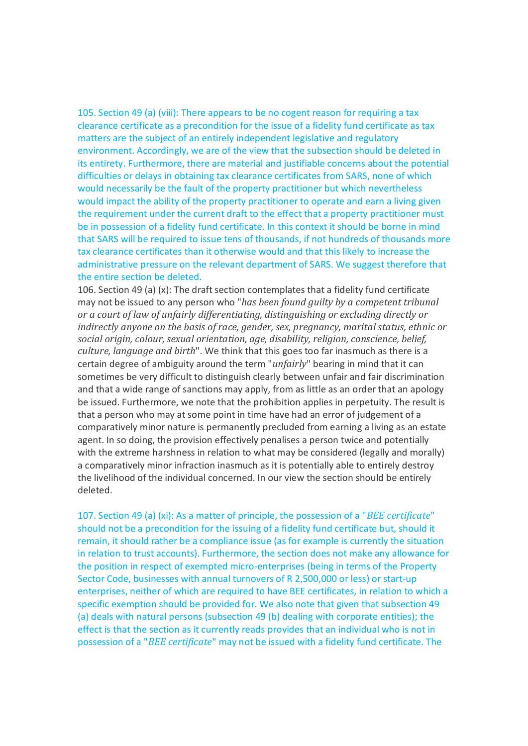105. Section 49 (a) (viii): There appears to be no cogent reason for requiring a tax clearance certificate as a precondition for the issue of a fidelity fund certificate as tax matters are the subject of an entirely independent legislative and regulatory environment. Accordingly, we are of the view that the subsection should be deleted in its entirety. Furthermore, there are material and justifiable concerns about the potential difficulties or delays in obtaining tax clearance certificates from SARS, none of which would necessarily be the fault of the property practitioner but which nevertheless would impact the ability of the property practitioner to operate and earn a living given the requirement under the current draft to the effect that a property practitioner must be in possession of a fidelity fund certificate. In this context it should be borne in mind that SARS will be required to issue tens of thousands, if not hundreds of thousands more tax clearance certificates than it otherwise would and that this likely to increase the administrative pressure on the relevant department of SARS. We suggest therefore that the entire section be deleted.

106. Section 49 (a) (x): The draft section contemplates that a fidelity fund certificate may not be issued to any person who "*has been found guilty by a competent tribunal or a court of law of unfairly differentiating, distinguishing or excluding directly or indirectly anyone on the basis of race, gender, sex, pregnancy, marital status, ethnic or social origin, colour, sexual orientation, age, disability, religion, conscience, belief, culture, language and birth*". We think that this goes too far inasmuch as there is a certain degree of ambiguity around the term "*unfairly*" bearing in mind that it can sometimes be very difficult to distinguish clearly between unfair and fair discrimination and that a wide range of sanctions may apply, from as little as an order that an apology be issued. Furthermore, we note that the prohibition applies in perpetuity. The result is that a person who may at some point in time have had an error of judgement of a comparatively minor nature is permanently precluded from earning a living as an estate agent. In so doing, the provision effectively penalises a person twice and potentially with the extreme harshness in relation to what may be considered (legally and morally) a comparatively minor infraction inasmuch as it is potentially able to entirely destroy the livelihood of the individual concerned. In our view the section should be entirely deleted.

107. Section 49 (a) (xi): As a matter of principle, the possession of a "*BEE certificate*" should not be a precondition for the issuing of a fidelity fund certificate but, should it remain, it should rather be a compliance issue (as for example is currently the situation in relation to trust accounts). Furthermore, the section does not make any allowance for the position in respect of exempted micro-enterprises (being in terms of the Property Sector Code, businesses with annual turnovers of R 2,500,000 or less) or start-up enterprises, neither of which are required to have BEE certificates, in relation to which a specific exemption should be provided for. We also note that given that subsection 49 (a) deals with natural persons (subsection 49 (b) dealing with corporate entities); the effect is that the section as it currently reads provides that an individual who is not in possession of a "*BEE certificate*" may not be issued with a fidelity fund certificate. The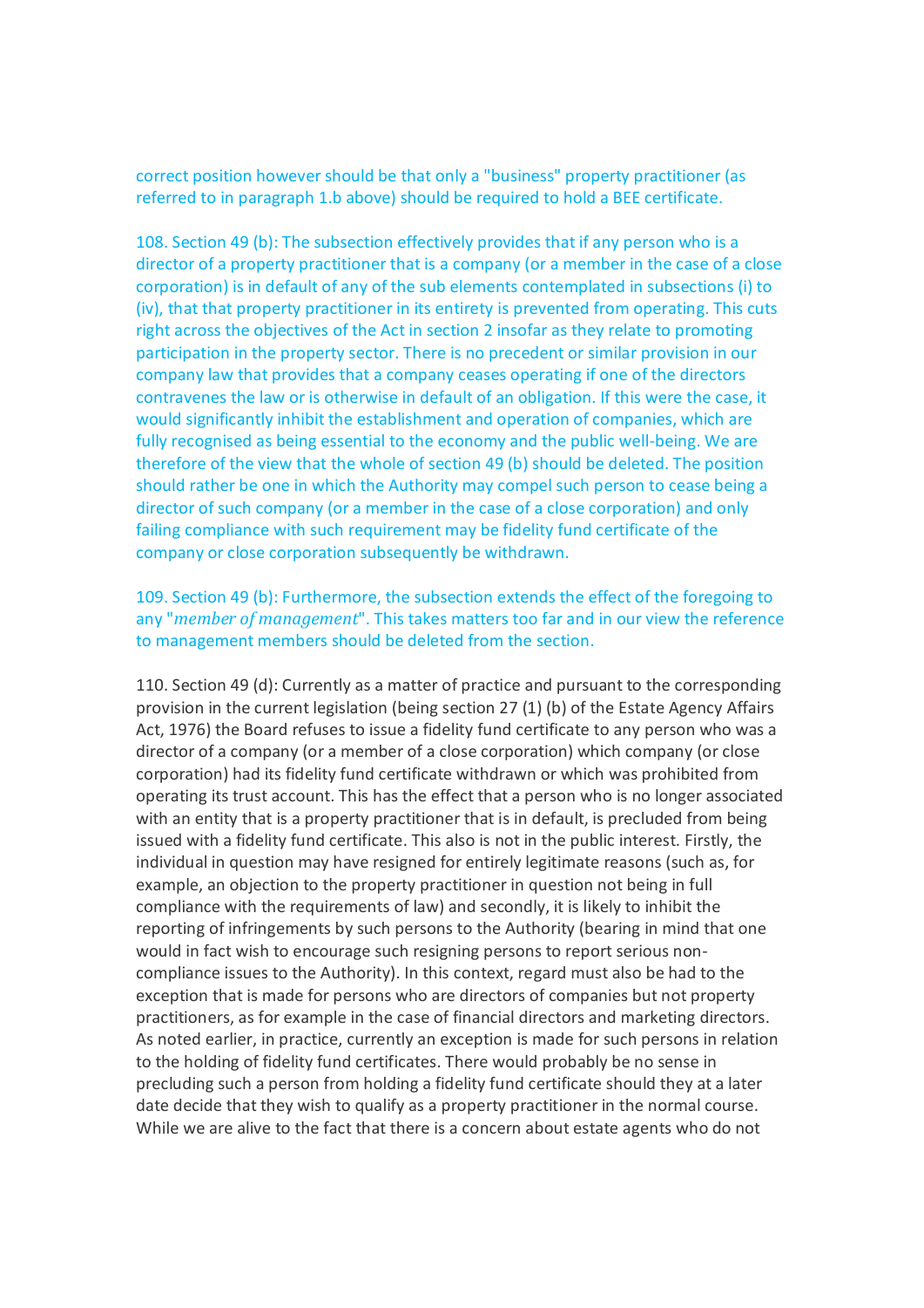correct position however should be that only a "business" property practitioner (as referred to in paragraph 1.b above) should be required to hold a BEE certificate.

108. Section 49 (b): The subsection effectively provides that if any person who is a director of a property practitioner that is a company (or a member in the case of a close corporation) is in default of any of the sub elements contemplated in subsections (i) to (iv), that that property practitioner in its entirety is prevented from operating. This cuts right across the objectives of the Act in section 2 insofar as they relate to promoting participation in the property sector. There is no precedent or similar provision in our company law that provides that a company ceases operating if one of the directors contravenes the law or is otherwise in default of an obligation. If this were the case, it would significantly inhibit the establishment and operation of companies, which are fully recognised as being essential to the economy and the public well-being. We are therefore of the view that the whole of section 49 (b) should be deleted. The position should rather be one in which the Authority may compel such person to cease being a director of such company (or a member in the case of a close corporation) and only failing compliance with such requirement may be fidelity fund certificate of the company or close corporation subsequently be withdrawn.

109. Section 49 (b): Furthermore, the subsection extends the effect of the foregoing to any "*member of management*". This takes matters too far and in our view the reference to management members should be deleted from the section.

110. Section 49 (d): Currently as a matter of practice and pursuant to the corresponding provision in the current legislation (being section 27 (1) (b) of the Estate Agency Affairs Act, 1976) the Board refuses to issue a fidelity fund certificate to any person who was a director of a company (or a member of a close corporation) which company (or close corporation) had its fidelity fund certificate withdrawn or which was prohibited from operating its trust account. This has the effect that a person who is no longer associated with an entity that is a property practitioner that is in default, is precluded from being issued with a fidelity fund certificate. This also is not in the public interest. Firstly, the individual in question may have resigned for entirely legitimate reasons (such as, for example, an objection to the property practitioner in question not being in full compliance with the requirements of law) and secondly, it is likely to inhibit the reporting of infringements by such persons to the Authority (bearing in mind that one would in fact wish to encourage such resigning persons to report serious non-compliance issues to the Authority). In this context, regard must also be had to the exception that is made for persons who are directors of companies but not property practitioners, as for example in the case of financial directors and marketing directors. As noted earlier, in practice, currently an exception is made for such persons in relation to the holding of fidelity fund certificates. There would probably be no sense in precluding such a person from holding a fidelity fund certificate should they at a later date decide that they wish to qualify as a property practitioner in the normal course. While we are alive to the fact that there is a concern about estate agents who do not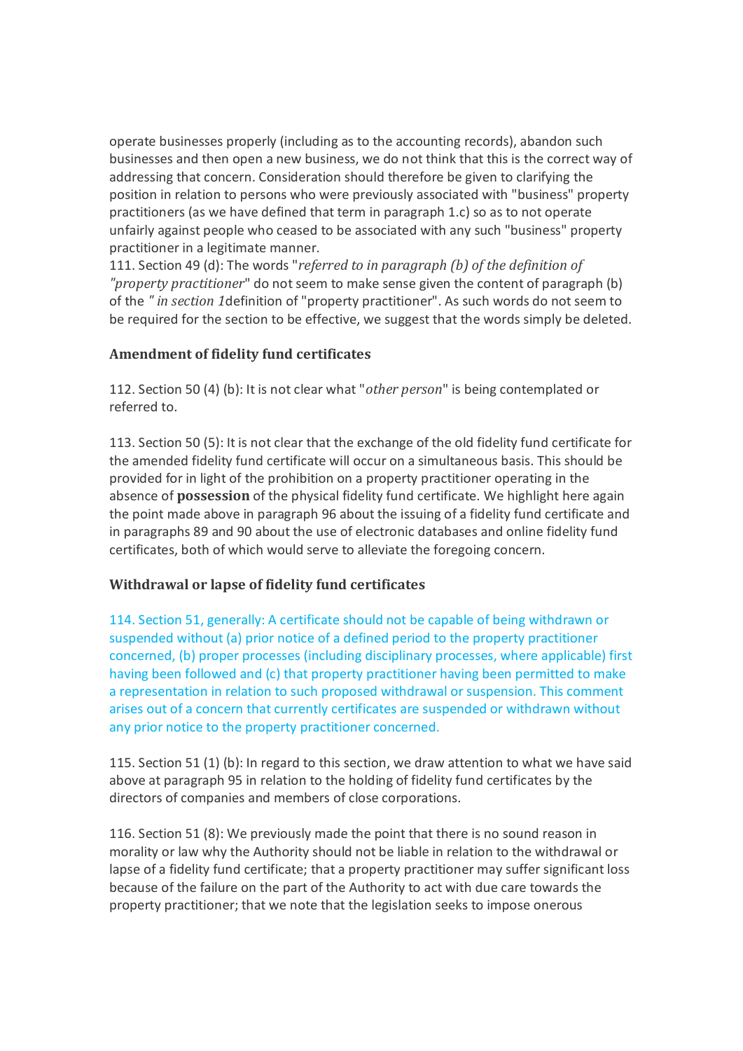operate businesses properly (including as to the accounting records), abandon such businesses and then open a new business, we do not think that this is the correct way of addressing that concern. Consideration should therefore be given to clarifying the position in relation to persons who were previously associated with "business" property practitioners (as we have defined that term in paragraph 1.c) so as to not operate unfairly against people who ceased to be associated with any such "business" property practitioner in a legitimate manner.

111. Section 49 (d): The words "*referred to in paragraph (b) of the definition of "property practitioner*" do not seem to make sense given the content of paragraph (b) of the *" in section 1*definition of "property practitioner". As such words do not seem to be required for the section to be effective, we suggest that the words simply be deleted.

### Amendment of fidelity fund certificates

112. Section 50 (4) (b): It is not clear what "*other person*" is being contemplated or referred to.

113. Section 50 (5): It is not clear that the exchange of the old fidelity fund certificate for the amended fidelity fund certificate will occur on a simultaneous basis. This should be provided for in light of the prohibition on a property practitioner operating in the absence of **possession** of the physical fidelity fund certificate. We highlight here again the point made above in paragraph 96 about the issuing of a fidelity fund certificate and in paragraphs 89 and 90 about the use of electronic databases and online fidelity fund certificates, both of which would serve to alleviate the foregoing concern.

### Withdrawal or lapse of fidelity fund certificates

114. Section 51, generally: A certificate should not be capable of being withdrawn or suspended without (a) prior notice of a defined period to the property practitioner concerned, (b) proper processes (including disciplinary processes, where applicable) first having been followed and (c) that property practitioner having been permitted to make a representation in relation to such proposed withdrawal or suspension. This comment arises out of a concern that currently certificates are suspended or withdrawn without any prior notice to the property practitioner concerned.

115. Section 51 (1) (b): In regard to this section, we draw attention to what we have said above at paragraph 95 in relation to the holding of fidelity fund certificates by the directors of companies and members of close corporations.

116. Section 51 (8): We previously made the point that there is no sound reason in morality or law why the Authority should not be liable in relation to the withdrawal or lapse of a fidelity fund certificate; that a property practitioner may suffer significant loss because of the failure on the part of the Authority to act with due care towards the property practitioner; that we note that the legislation seeks to impose onerous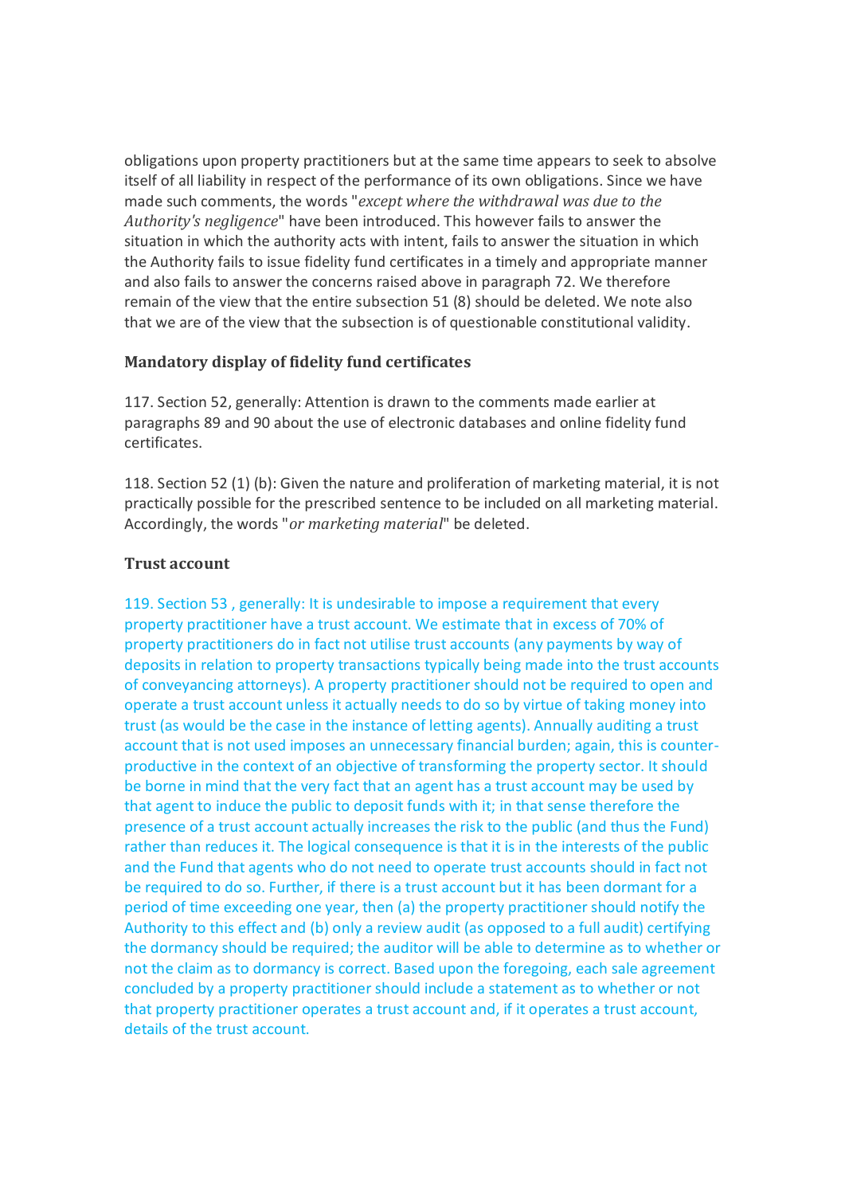obligations upon property practitioners but at the same time appears to seek to absolve itself of all liability in respect of the performance of its own obligations. Since we have made such comments, the words "*except where the withdrawal was due to the Authority's negligence*" have been introduced. This however fails to answer the situation in which the authority acts with intent, fails to answer the situation in which the Authority fails to issue fidelity fund certificates in a timely and appropriate manner and also fails to answer the concerns raised above in paragraph 72. We therefore remain of the view that the entire subsection 51 (8) should be deleted. We note also that we are of the view that the subsection is of questionable constitutional validity.

### Mandatory display of fidelity fund certificates

117. Section 52, generally: Attention is drawn to the comments made earlier at paragraphs 89 and 90 about the use of electronic databases and online fidelity fund certificates.

118. Section 52 (1) (b): Given the nature and proliferation of marketing material, it is not practically possible for the prescribed sentence to be included on all marketing material. Accordingly, the words "*or marketing material*" be deleted.

### Trust account

119. Section 53 , generally: It is undesirable to impose a requirement that every property practitioner have a trust account. We estimate that in excess of 70% of property practitioners do in fact not utilise trust accounts (any payments by way of deposits in relation to property transactions typically being made into the trust accounts of conveyancing attorneys). A property practitioner should not be required to open and operate a trust account unless it actually needs to do so by virtue of taking money into trust (as would be the case in the instance of letting agents). Annually auditing a trust account that is not used imposes an unnecessary financial burden; again, this is counter-productive in the context of an objective of transforming the property sector. It should be borne in mind that the very fact that an agent has a trust account may be used by that agent to induce the public to deposit funds with it; in that sense therefore the presence of a trust account actually increases the risk to the public (and thus the Fund) rather than reduces it. The logical consequence is that it is in the interests of the public and the Fund that agents who do not need to operate trust accounts should in fact not be required to do so. Further, if there is a trust account but it has been dormant for a period of time exceeding one year, then (a) the property practitioner should notify the Authority to this effect and (b) only a review audit (as opposed to a full audit) certifying the dormancy should be required; the auditor will be able to determine as to whether or not the claim as to dormancy is correct. Based upon the foregoing, each sale agreement concluded by a property practitioner should include a statement as to whether or not that property practitioner operates a trust account and, if it operates a trust account, details of the trust account.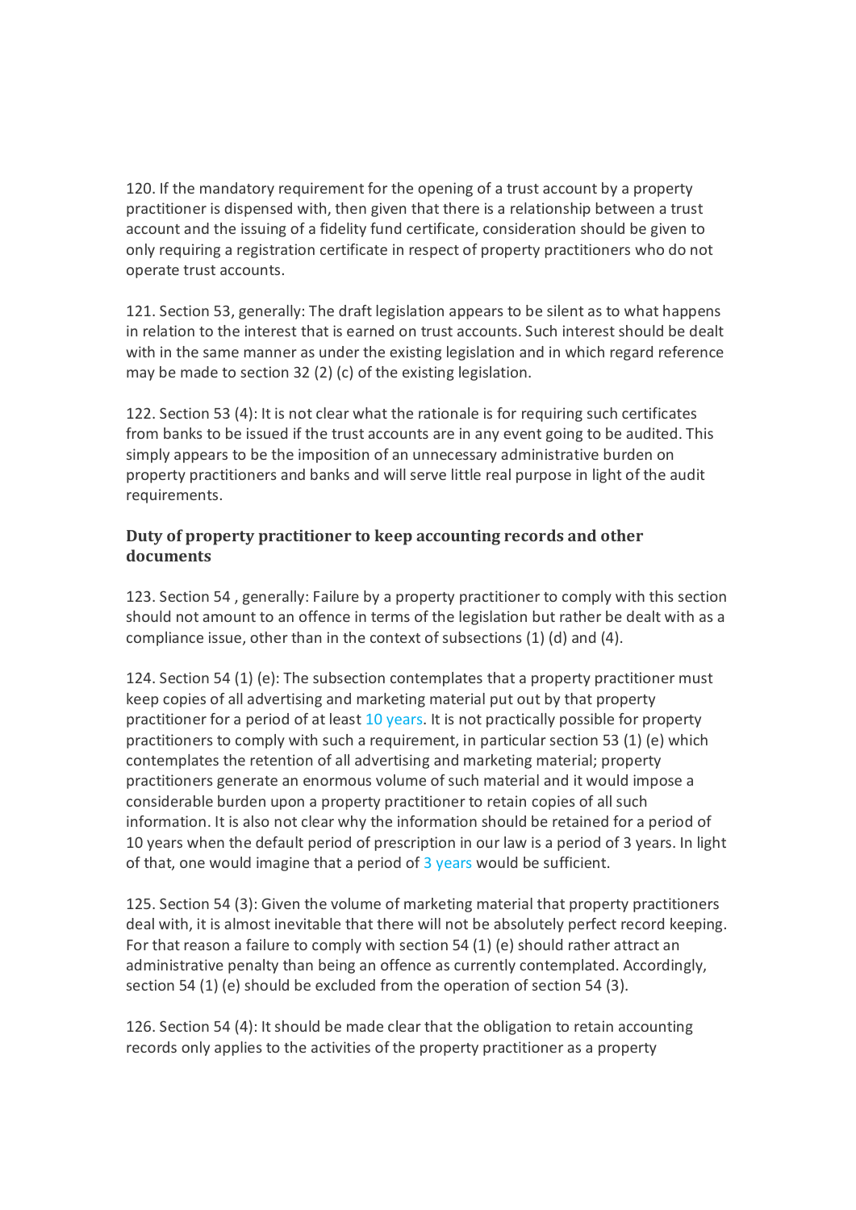120. If the mandatory requirement for the opening of a trust account by a property practitioner is dispensed with, then given that there is a relationship between a trust account and the issuing of a fidelity fund certificate, consideration should be given to only requiring a registration certificate in respect of property practitioners who do not operate trust accounts.

121. Section 53, generally: The draft legislation appears to be silent as to what happens in relation to the interest that is earned on trust accounts. Such interest should be dealt with in the same manner as under the existing legislation and in which regard reference may be made to section 32 (2) (c) of the existing legislation.

122. Section 53 (4): It is not clear what the rationale is for requiring such certificates from banks to be issued if the trust accounts are in any event going to be audited. This simply appears to be the imposition of an unnecessary administrative burden on property practitioners and banks and will serve little real purpose in light of the audit requirements.

### Duty of property practitioner to keep accounting records and other documents

123. Section 54 , generally: Failure by a property practitioner to comply with this section should not amount to an offence in terms of the legislation but rather be dealt with as a compliance issue, other than in the context of subsections (1) (d) and (4).

124. Section 54 (1) (e): The subsection contemplates that a property practitioner must keep copies of all advertising and marketing material put out by that property practitioner for a period of at least 10 years. It is not practically possible for property practitioners to comply with such a requirement, in particular section 53 (1) (e) which contemplates the retention of all advertising and marketing material; property practitioners generate an enormous volume of such material and it would impose a considerable burden upon a property practitioner to retain copies of all such information. It is also not clear why the information should be retained for a period of 10 years when the default period of prescription in our law is a period of 3 years. In light of that, one would imagine that a period of 3 years would be sufficient.

125. Section 54 (3): Given the volume of marketing material that property practitioners deal with, it is almost inevitable that there will not be absolutely perfect record keeping. For that reason a failure to comply with section 54 (1) (e) should rather attract an administrative penalty than being an offence as currently contemplated. Accordingly, section 54 (1) (e) should be excluded from the operation of section 54 (3).

126. Section 54 (4): It should be made clear that the obligation to retain accounting records only applies to the activities of the property practitioner as a property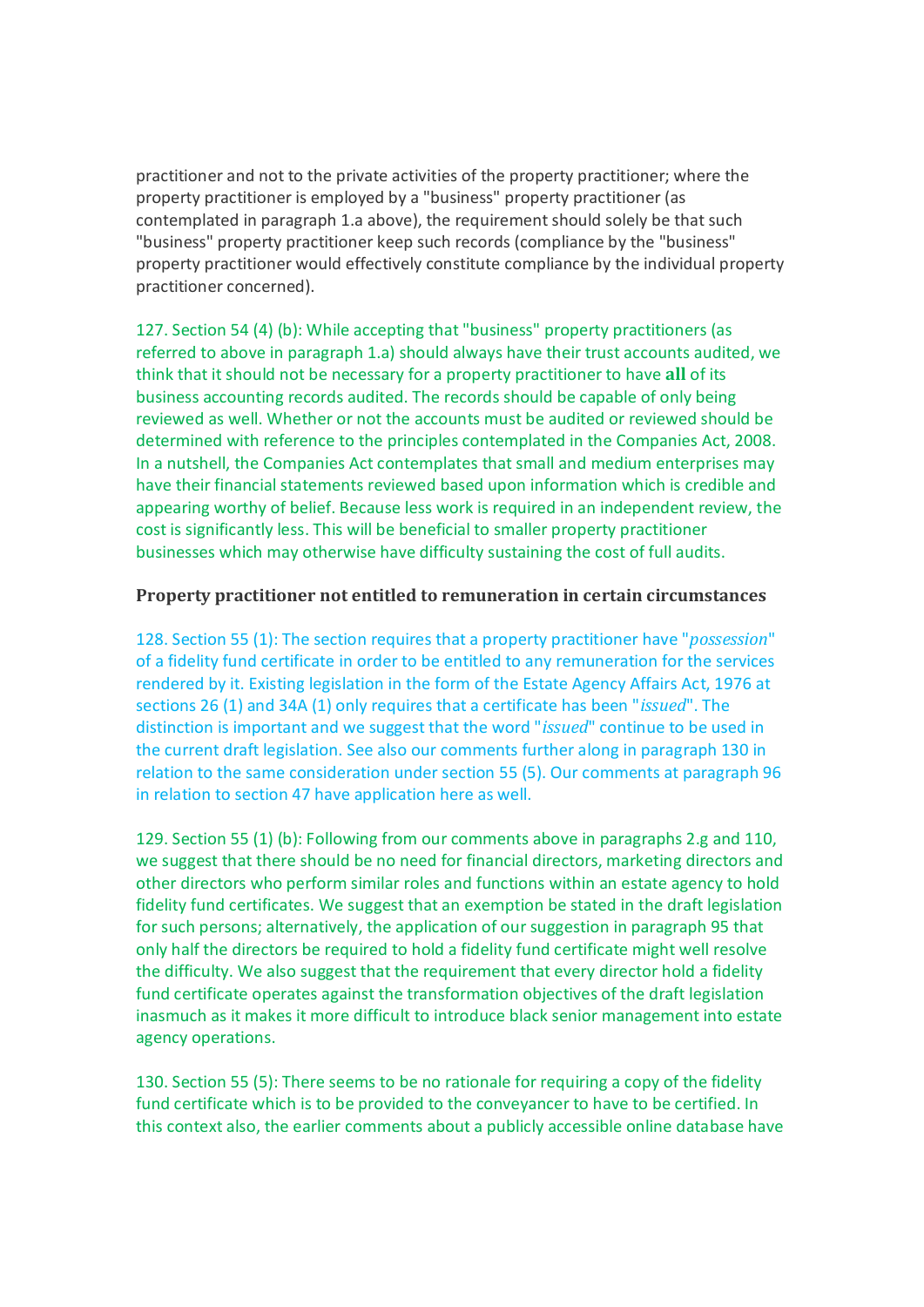practitioner and not to the private activities of the property practitioner; where the property practitioner is employed by a "business" property practitioner (as contemplated in paragraph 1.a above), the requirement should solely be that such "business" property practitioner keep such records (compliance by the "business" property practitioner would effectively constitute compliance by the individual property practitioner concerned).

127. Section 54 (4) (b): While accepting that "business" property practitioners (as referred to above in paragraph 1.a) should always have their trust accounts audited, we think that it should not be necessary for a property practitioner to have **all** of its business accounting records audited. The records should be capable of only being reviewed as well. Whether or not the accounts must be audited or reviewed should be determined with reference to the principles contemplated in the Companies Act, 2008. In a nutshell, the Companies Act contemplates that small and medium enterprises may have their financial statements reviewed based upon information which is credible and appearing worthy of belief. Because less work is required in an independent review, the cost is significantly less. This will be beneficial to smaller property practitioner businesses which may otherwise have difficulty sustaining the cost of full audits.

### Property practitioner not entitled to remuneration in certain circumstances

128. Section 55 (1): The section requires that a property practitioner have "*possession*" of a fidelity fund certificate in order to be entitled to any remuneration for the services rendered by it. Existing legislation in the form of the Estate Agency Affairs Act, 1976 at sections 26 (1) and 34A (1) only requires that a certificate has been "*issued*". The distinction is important and we suggest that the word "*issued*" continue to be used in the current draft legislation. See also our comments further along in paragraph 130 in relation to the same consideration under section 55 (5). Our comments at paragraph 96 in relation to section 47 have application here as well.

129. Section 55 (1) (b): Following from our comments above in paragraphs 2.g and 110, we suggest that there should be no need for financial directors, marketing directors and other directors who perform similar roles and functions within an estate agency to hold fidelity fund certificates. We suggest that an exemption be stated in the draft legislation for such persons; alternatively, the application of our suggestion in paragraph 95 that only half the directors be required to hold a fidelity fund certificate might well resolve the difficulty. We also suggest that the requirement that every director hold a fidelity fund certificate operates against the transformation objectives of the draft legislation inasmuch as it makes it more difficult to introduce black senior management into estate agency operations.

130. Section 55 (5): There seems to be no rationale for requiring a copy of the fidelity fund certificate which is to be provided to the conveyancer to have to be certified. In this context also, the earlier comments about a publicly accessible online database have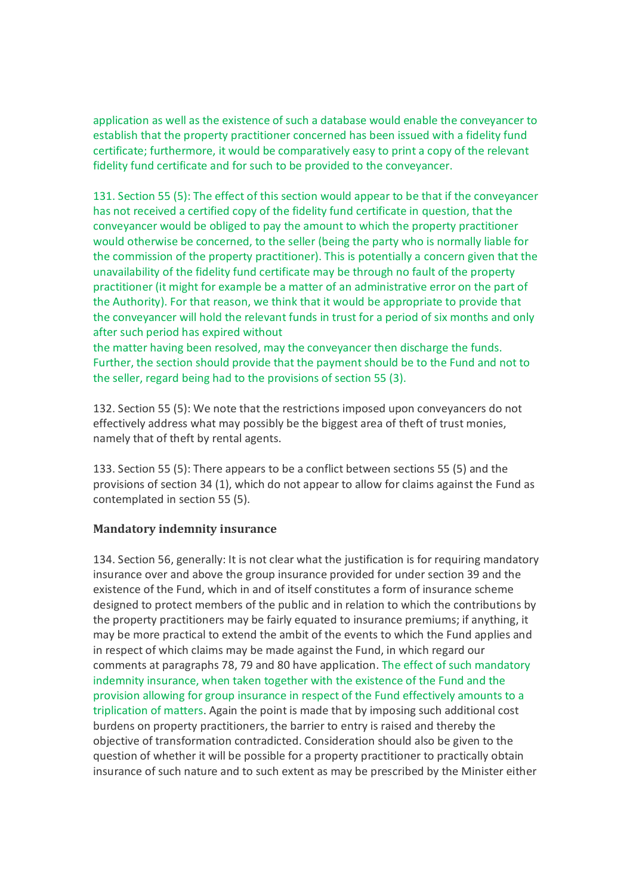application as well as the existence of such a database would enable the conveyancer to establish that the property practitioner concerned has been issued with a fidelity fund certificate; furthermore, it would be comparatively easy to print a copy of the relevant fidelity fund certificate and for such to be provided to the conveyancer.

131. Section 55 (5): The effect of this section would appear to be that if the conveyancer has not received a certified copy of the fidelity fund certificate in question, that the conveyancer would be obliged to pay the amount to which the property practitioner would otherwise be concerned, to the seller (being the party who is normally liable for the commission of the property practitioner). This is potentially a concern given that the unavailability of the fidelity fund certificate may be through no fault of the property practitioner (it might for example be a matter of an administrative error on the part of the Authority). For that reason, we think that it would be appropriate to provide that the conveyancer will hold the relevant funds in trust for a period of six months and only after such period has expired without the matter having been resolved, may the conveyancer then discharge the funds. Further, the section should provide that the payment should be to the Fund and not to the seller, regard being had to the provisions of section 55 (3).

132. Section 55 (5): We note that the restrictions imposed upon conveyancers do not effectively address what may possibly be the biggest area of theft of trust monies, namely that of theft by rental agents.

133. Section 55 (5): There appears to be a conflict between sections 55 (5) and the provisions of section 34 (1), which do not appear to allow for claims against the Fund as contemplated in section 55 (5).

### Mandatory indemnity insurance

134. Section 56, generally: It is not clear what the justification is for requiring mandatory insurance over and above the group insurance provided for under section 39 and the existence of the Fund, which in and of itself constitutes a form of insurance scheme designed to protect members of the public and in relation to which the contributions by the property practitioners may be fairly equated to insurance premiums; if anything, it may be more practical to extend the ambit of the events to which the Fund applies and in respect of which claims may be made against the Fund, in which regard our comments at paragraphs 78, 79 and 80 have application. The effect of such mandatory indemnity insurance, when taken together with the existence of the Fund and the provision allowing for group insurance in respect of the Fund effectively amounts to a triplication of matters. Again the point is made that by imposing such additional cost burdens on property practitioners, the barrier to entry is raised and thereby the objective of transformation contradicted. Consideration should also be given to the question of whether it will be possible for a property practitioner to practically obtain insurance of such nature and to such extent as may be prescribed by the Minister either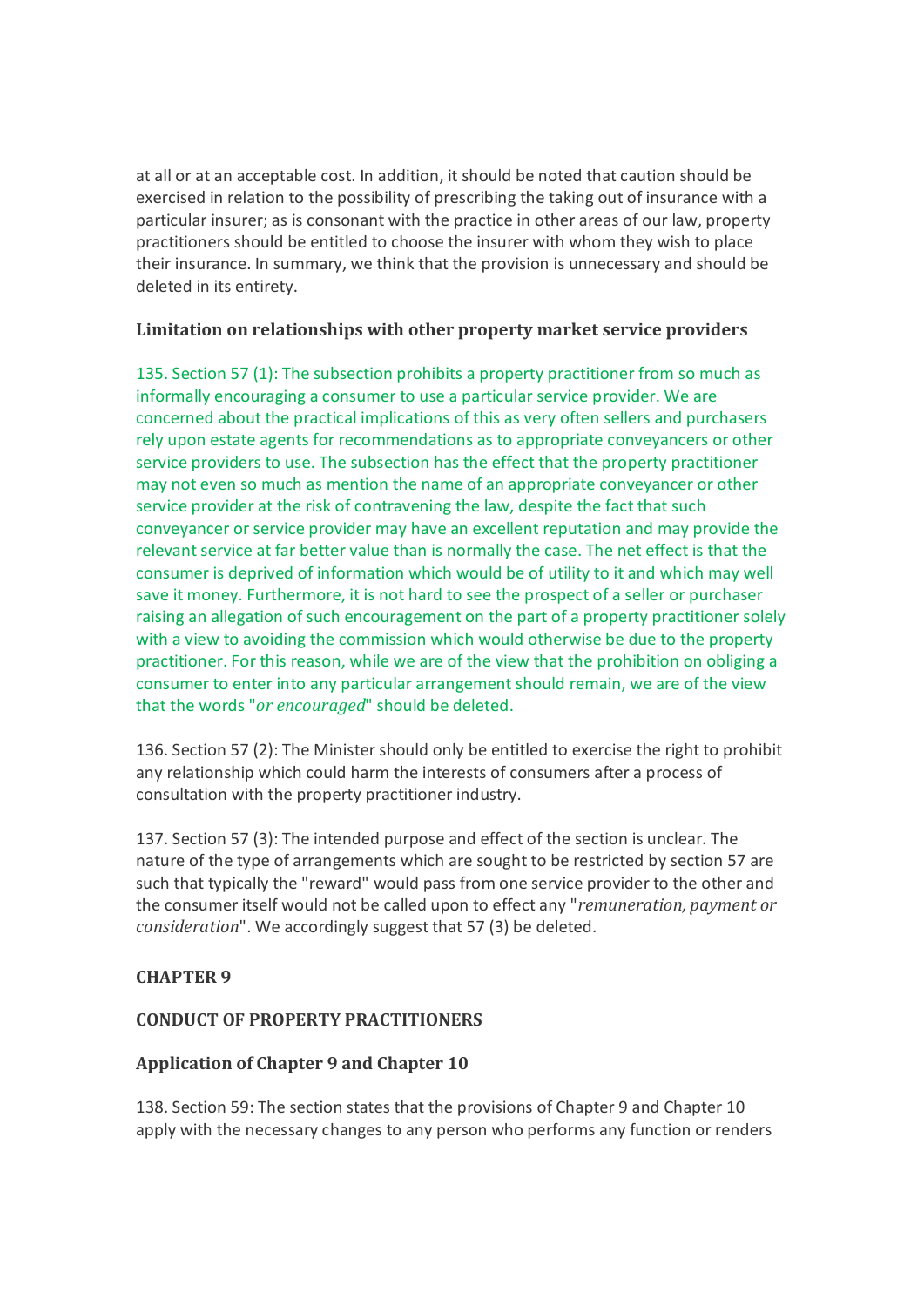at all or at an acceptable cost. In addition, it should be noted that caution should be exercised in relation to the possibility of prescribing the taking out of insurance with a particular insurer; as is consonant with the practice in other areas of our law, property practitioners should be entitled to choose the insurer with whom they wish to place their insurance. In summary, we think that the provision is unnecessary and should be deleted in its entirety.

### Limitation on relationships with other property market service providers

135. Section 57 (1): The subsection prohibits a property practitioner from so much as informally encouraging a consumer to use a particular service provider. We are concerned about the practical implications of this as very often sellers and purchasers rely upon estate agents for recommendations as to appropriate conveyancers or other service providers to use. The subsection has the effect that the property practitioner may not even so much as mention the name of an appropriate conveyancer or other service provider at the risk of contravening the law, despite the fact that such conveyancer or service provider may have an excellent reputation and may provide the relevant service at far better value than is normally the case. The net effect is that the consumer is deprived of information which would be of utility to it and which may well save it money. Furthermore, it is not hard to see the prospect of a seller or purchaser raising an allegation of such encouragement on the part of a property practitioner solely with a view to avoiding the commission which would otherwise be due to the property practitioner. For this reason, while we are of the view that the prohibition on obliging a consumer to enter into any particular arrangement should remain, we are of the view that the words "*or encouraged*" should be deleted.

136. Section 57 (2): The Minister should only be entitled to exercise the right to prohibit any relationship which could harm the interests of consumers after a process of consultation with the property practitioner industry.

137. Section 57 (3): The intended purpose and effect of the section is unclear. The nature of the type of arrangements which are sought to be restricted by section 57 are such that typically the "reward" would pass from one service provider to the other and the consumer itself would not be called upon to effect any "*remuneration, payment or consideration*". We accordingly suggest that 57 (3) be deleted.

## CHAPTER 9

## CONDUCT OF PROPERTY PRACTITIONERS

### Application of Chapter 9 and Chapter 10

138. Section 59: The section states that the provisions of Chapter 9 and Chapter 10 apply with the necessary changes to any person who performs any function or renders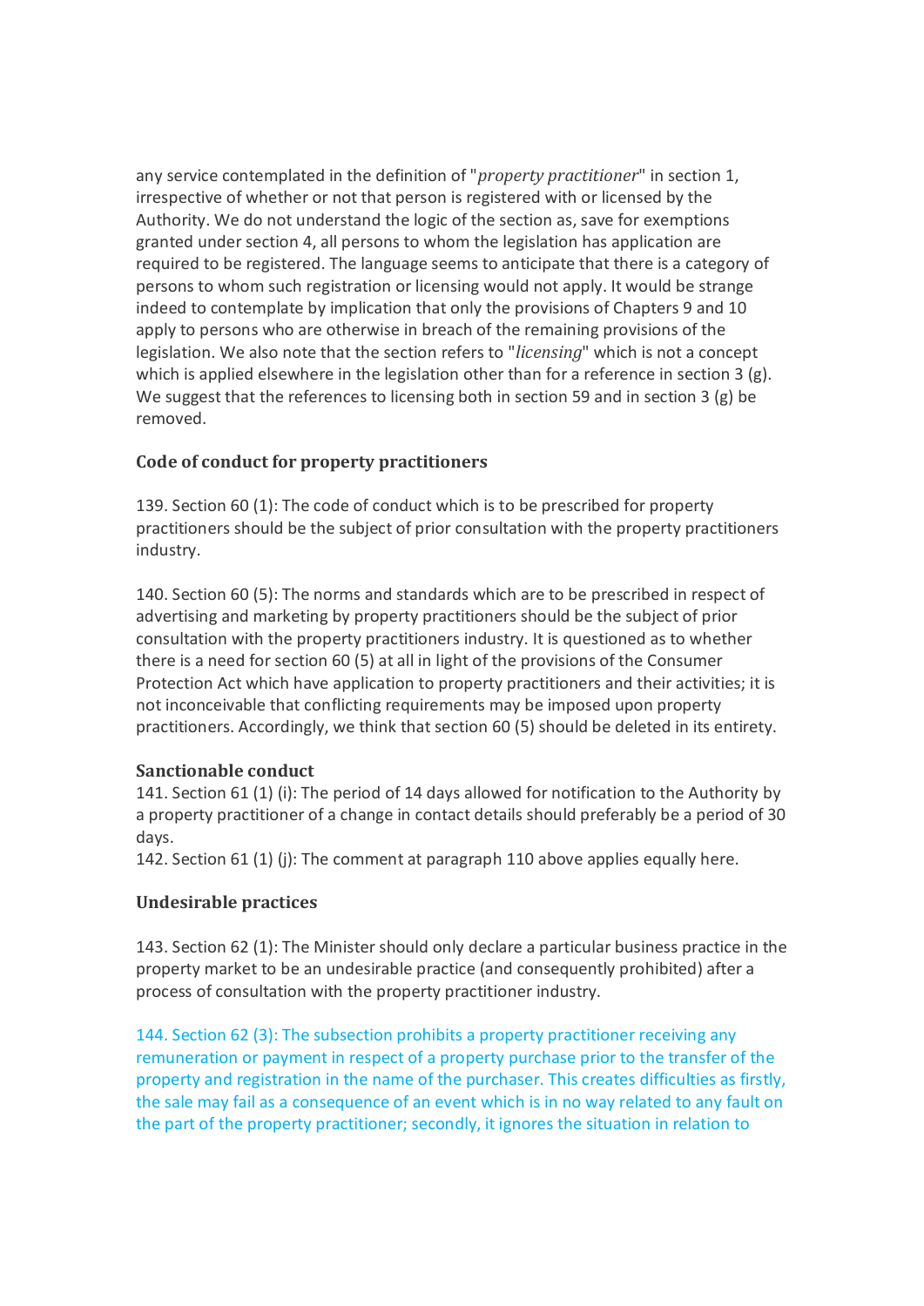any service contemplated in the definition of "*property practitioner*" in section 1, irrespective of whether or not that person is registered with or licensed by the Authority. We do not understand the logic of the section as, save for exemptions granted under section 4, all persons to whom the legislation has application are required to be registered. The language seems to anticipate that there is a category of persons to whom such registration or licensing would not apply. It would be strange indeed to contemplate by implication that only the provisions of Chapters 9 and 10 apply to persons who are otherwise in breach of the remaining provisions of the legislation. We also note that the section refers to "*licensing*" which is not a concept which is applied elsewhere in the legislation other than for a reference in section 3 (g). We suggest that the references to licensing both in section 59 and in section 3 (g) be removed.

### Code of conduct for property practitioners

139. Section 60 (1): The code of conduct which is to be prescribed for property practitioners should be the subject of prior consultation with the property practitioners industry.

140. Section 60 (5): The norms and standards which are to be prescribed in respect of advertising and marketing by property practitioners should be the subject of prior consultation with the property practitioners industry. It is questioned as to whether there is a need for section 60 (5) at all in light of the provisions of the Consumer Protection Act which have application to property practitioners and their activities; it is not inconceivable that conflicting requirements may be imposed upon property practitioners. Accordingly, we think that section 60 (5) should be deleted in its entirety.

### Sanctionable conduct

141. Section 61 (1) (i): The period of 14 days allowed for notification to the Authority by a property practitioner of a change in contact details should preferably be a period of 30 days.

142. Section 61 (1) (j): The comment at paragraph 110 above applies equally here.

### Undesirable practices

143. Section 62 (1): The Minister should only declare a particular business practice in the property market to be an undesirable practice (and consequently prohibited) after a process of consultation with the property practitioner industry.

144. Section 62 (3): The subsection prohibits a property practitioner receiving any remuneration or payment in respect of a property purchase prior to the transfer of the property and registration in the name of the purchaser. This creates difficulties as firstly, the sale may fail as a consequence of an event which is in no way related to any fault on the part of the property practitioner; secondly, it ignores the situation in relation to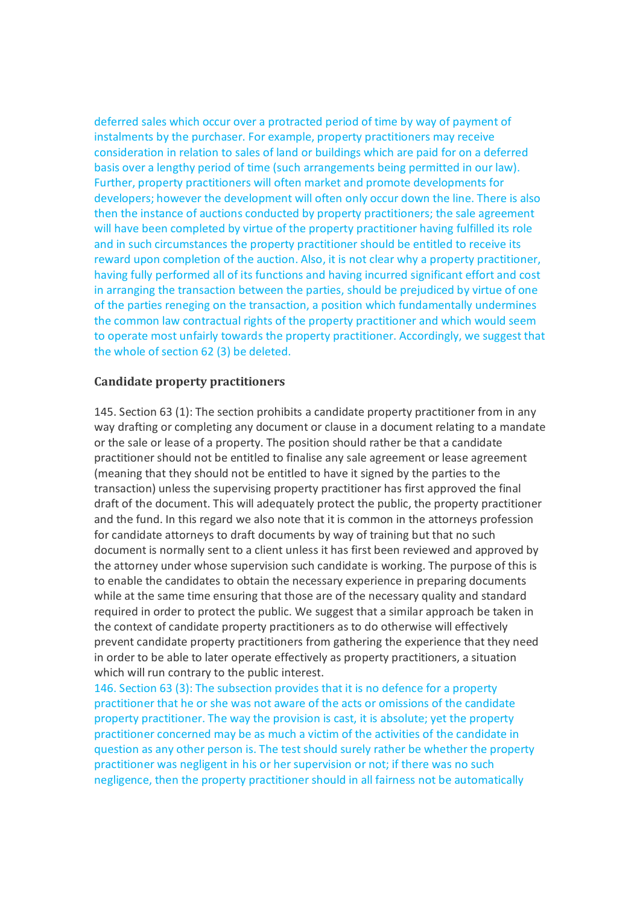deferred sales which occur over a protracted period of time by way of payment of instalments by the purchaser. For example, property practitioners may receive consideration in relation to sales of land or buildings which are paid for on a deferred basis over a lengthy period of time (such arrangements being permitted in our law). Further, property practitioners will often market and promote developments for developers; however the development will often only occur down the line. There is also then the instance of auctions conducted by property practitioners; the sale agreement will have been completed by virtue of the property practitioner having fulfilled its role and in such circumstances the property practitioner should be entitled to receive its reward upon completion of the auction. Also, it is not clear why a property practitioner, having fully performed all of its functions and having incurred significant effort and cost in arranging the transaction between the parties, should be prejudiced by virtue of one of the parties reneging on the transaction, a position which fundamentally undermines the common law contractual rights of the property practitioner and which would seem to operate most unfairly towards the property practitioner. Accordingly, we suggest that the whole of section 62 (3) be deleted.

## Candidate property practitioners

145. Section 63 (1): The section prohibits a candidate property practitioner from in any way drafting or completing any document or clause in a document relating to a mandate or the sale or lease of a property. The position should rather be that a candidate practitioner should not be entitled to finalise any sale agreement or lease agreement (meaning that they should not be entitled to have it signed by the parties to the transaction) unless the supervising property practitioner has first approved the final draft of the document. This will adequately protect the public, the property practitioner and the fund. In this regard we also note that it is common in the attorneys profession for candidate attorneys to draft documents by way of training but that no such document is normally sent to a client unless it has first been reviewed and approved by the attorney under whose supervision such candidate is working. The purpose of this is to enable the candidates to obtain the necessary experience in preparing documents while at the same time ensuring that those are of the necessary quality and standard required in order to protect the public. We suggest that a similar approach be taken in the context of candidate property practitioners as to do otherwise will effectively prevent candidate property practitioners from gathering the experience that they need in order to be able to later operate effectively as property practitioners, a situation which will run contrary to the public interest.

146. Section 63 (3): The subsection provides that it is no defence for a property practitioner that he or she was not aware of the acts or omissions of the candidate property practitioner. The way the provision is cast, it is absolute; yet the property practitioner concerned may be as much a victim of the activities of the candidate in question as any other person is. The test should surely rather be whether the property practitioner was negligent in his or her supervision or not; if there was no such negligence, then the property practitioner should in all fairness not be automatically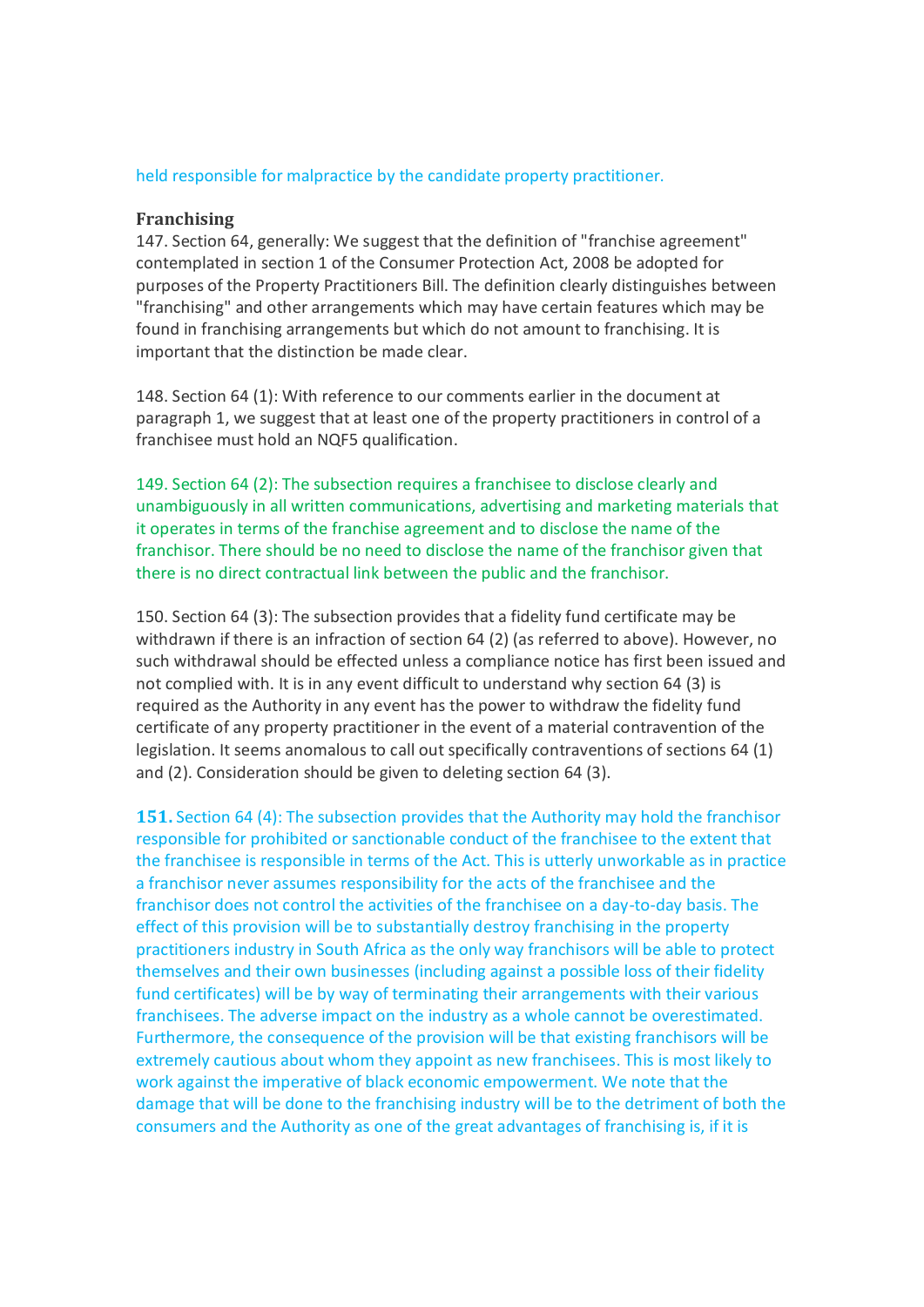held responsible for malpractice by the candidate property practitioner.

**Franchising**

147. Section 64, generally: We suggest that the definition of "franchise agreement" contemplated in section 1 of the Consumer Protection Act, 2008 be adopted for purposes of the Property Practitioners Bill. The definition clearly distinguishes between "franchising" and other arrangements which may have certain features which may be found in franchising arrangements but which do not amount to franchising. It is important that the distinction be made clear.

148. Section 64 (1): With reference to our comments earlier in the document at paragraph 1, we suggest that at least one of the property practitioners in control of a franchisee must hold an NQF5 qualification.

149. Section 64 (2): The subsection requires a franchisee to disclose clearly and unambiguously in all written communications, advertising and marketing materials that it operates in terms of the franchise agreement and to disclose the name of the franchisor. There should be no need to disclose the name of the franchisor given that there is no direct contractual link between the public and the franchisor.

150. Section 64 (3): The subsection provides that a fidelity fund certificate may be withdrawn if there is an infraction of section 64 (2) (as referred to above). However, no such withdrawal should be effected unless a compliance notice has first been issued and not complied with. It is in any event difficult to understand why section 64 (3) is required as the Authority in any event has the power to withdraw the fidelity fund certificate of any property practitioner in the event of a material contravention of the legislation. It seems anomalous to call out specifically contraventions of sections 64 (1) and (2). Consideration should be given to deleting section 64 (3).

**151.** Section 64 (4): The subsection provides that the Authority may hold the franchisor responsible for prohibited or sanctionable conduct of the franchisee to the extent that the franchisee is responsible in terms of the Act. This is utterly unworkable as in practice a franchisor never assumes responsibility for the acts of the franchisee and the franchisor does not control the activities of the franchisee on a day-to-day basis. The effect of this provision will be to substantially destroy franchising in the property practitioners industry in South Africa as the only way franchisors will be able to protect themselves and their own businesses (including against a possible loss of their fidelity fund certificates) will be by way of terminating their arrangements with their various franchisees. The adverse impact on the industry as a whole cannot be overestimated. Furthermore, the consequence of the provision will be that existing franchisors will be extremely cautious about whom they appoint as new franchisees. This is most likely to work against the imperative of black economic empowerment. We note that the damage that will be done to the franchising industry will be to the detriment of both the consumers and the Authority as one of the great advantages of franchising is, if it is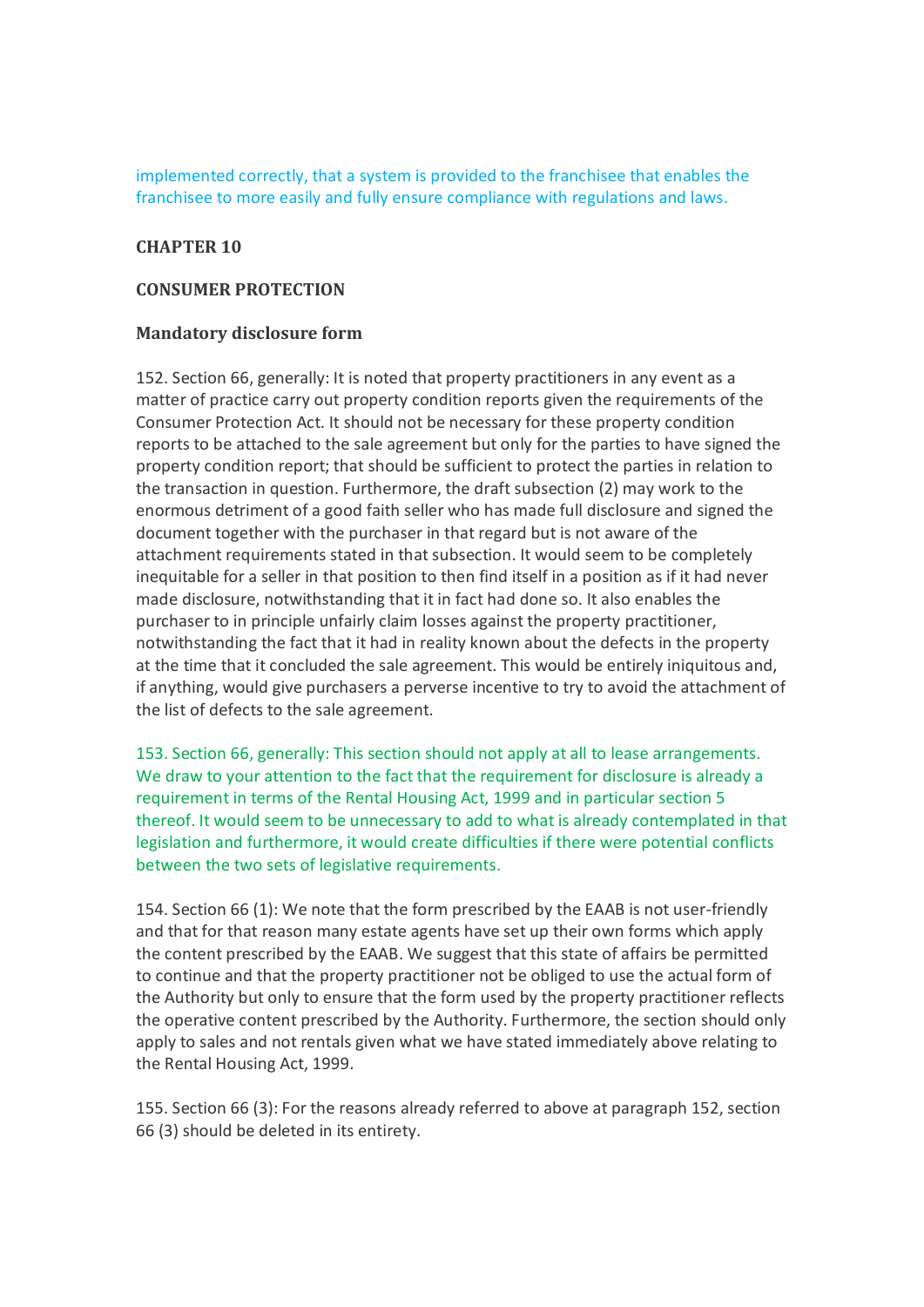implemented correctly, that a system is provided to the franchisee that enables the franchisee to more easily and fully ensure compliance with regulations and laws.

## CHAPTER 10

## CONSUMER PROTECTION

### Mandatory disclosure form

152. Section 66, generally: It is noted that property practitioners in any event as a matter of practice carry out property condition reports given the requirements of the Consumer Protection Act. It should not be necessary for these property condition reports to be attached to the sale agreement but only for the parties to have signed the property condition report; that should be sufficient to protect the parties in relation to the transaction in question. Furthermore, the draft subsection (2) may work to the enormous detriment of a good faith seller who has made full disclosure and signed the document together with the purchaser in that regard but is not aware of the attachment requirements stated in that subsection. It would seem to be completely inequitable for a seller in that position to then find itself in a position as if it had never made disclosure, notwithstanding that it in fact had done so. It also enables the purchaser to in principle unfairly claim losses against the property practitioner, notwithstanding the fact that it had in reality known about the defects in the property at the time that it concluded the sale agreement. This would be entirely iniquitous and, if anything, would give purchasers a perverse incentive to try to avoid the attachment of the list of defects to the sale agreement.

153. Section 66, generally: This section should not apply at all to lease arrangements. We draw to your attention to the fact that the requirement for disclosure is already a requirement in terms of the Rental Housing Act, 1999 and in particular section 5 thereof. It would seem to be unnecessary to add to what is already contemplated in that legislation and furthermore, it would create difficulties if there were potential conflicts between the two sets of legislative requirements.

154. Section 66 (1): We note that the form prescribed by the EAAB is not user-friendly and that for that reason many estate agents have set up their own forms which apply the content prescribed by the EAAB. We suggest that this state of affairs be permitted to continue and that the property practitioner not be obliged to use the actual form of the Authority but only to ensure that the form used by the property practitioner reflects the operative content prescribed by the Authority. Furthermore, the section should only apply to sales and not rentals given what we have stated immediately above relating to the Rental Housing Act, 1999.

155. Section 66 (3): For the reasons already referred to above at paragraph 152, section 66 (3) should be deleted in its entirety.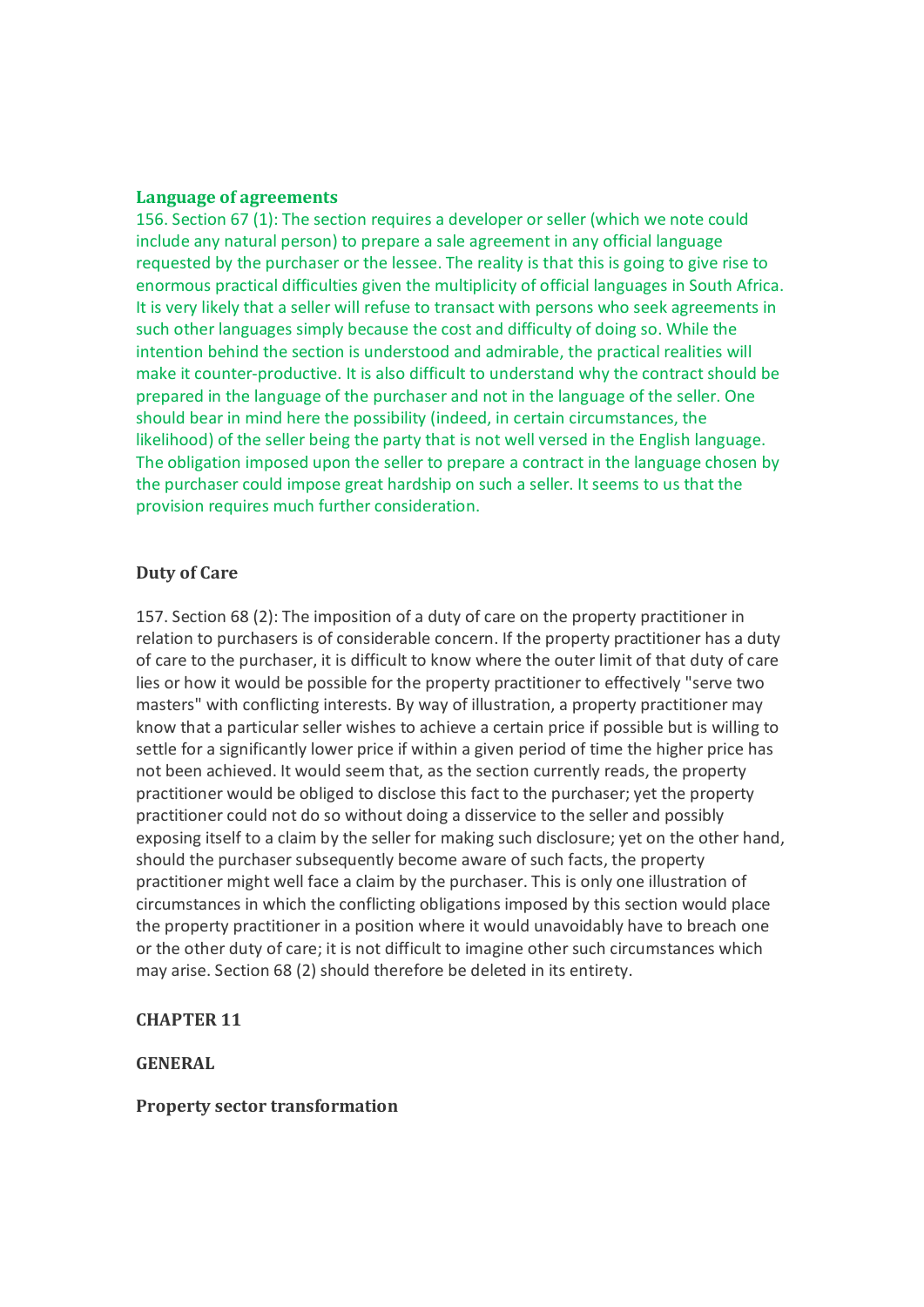### Language of agreements

156. Section 67 (1): The section requires a developer or seller (which we note could include any natural person) to prepare a sale agreement in any official language requested by the purchaser or the lessee. The reality is that this is going to give rise to enormous practical difficulties given the multiplicity of official languages in South Africa. It is very likely that a seller will refuse to transact with persons who seek agreements in such other languages simply because the cost and difficulty of doing so. While the intention behind the section is understood and admirable, the practical realities will make it counter-productive. It is also difficult to understand why the contract should be prepared in the language of the purchaser and not in the language of the seller. One should bear in mind here the possibility (indeed, in certain circumstances, the likelihood) of the seller being the party that is not well versed in the English language. The obligation imposed upon the seller to prepare a contract in the language chosen by the purchaser could impose great hardship on such a seller. It seems to us that the provision requires much further consideration.

### Duty of Care

157. Section 68 (2): The imposition of a duty of care on the property practitioner in relation to purchasers is of considerable concern. If the property practitioner has a duty of care to the purchaser, it is difficult to know where the outer limit of that duty of care lies or how it would be possible for the property practitioner to effectively "serve two masters" with conflicting interests. By way of illustration, a property practitioner may know that a particular seller wishes to achieve a certain price if possible but is willing to settle for a significantly lower price if within a given period of time the higher price has not been achieved. It would seem that, as the section currently reads, the property practitioner would be obliged to disclose this fact to the purchaser; yet the property practitioner could not do so without doing a disservice to the seller and possibly exposing itself to a claim by the seller for making such disclosure; yet on the other hand, should the purchaser subsequently become aware of such facts, the property practitioner might well face a claim by the purchaser. This is only one illustration of circumstances in which the conflicting obligations imposed by this section would place the property practitioner in a position where it would unavoidably have to breach one or the other duty of care; it is not difficult to imagine other such circumstances which may arise. Section 68 (2) should therefore be deleted in its entirety.

## CHAPTER 11

## GENERAL

### Property sector transformation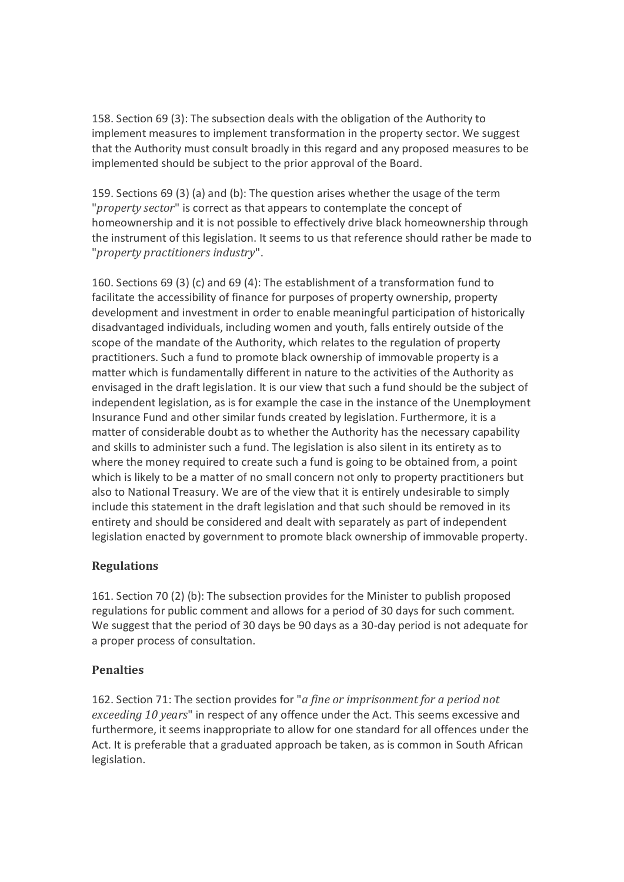158. Section 69 (3): The subsection deals with the obligation of the Authority to implement measures to implement transformation in the property sector. We suggest that the Authority must consult broadly in this regard and any proposed measures to be implemented should be subject to the prior approval of the Board.

159. Sections 69 (3) (a) and (b): The question arises whether the usage of the term "*property sector*" is correct as that appears to contemplate the concept of homeownership and it is not possible to effectively drive black homeownership through the instrument of this legislation. It seems to us that reference should rather be made to "*property practitioners industry*".

160. Sections 69 (3) (c) and 69 (4): The establishment of a transformation fund to facilitate the accessibility of finance for purposes of property ownership, property development and investment in order to enable meaningful participation of historically disadvantaged individuals, including women and youth, falls entirely outside of the scope of the mandate of the Authority, which relates to the regulation of property practitioners. Such a fund to promote black ownership of immovable property is a matter which is fundamentally different in nature to the activities of the Authority as envisaged in the draft legislation. It is our view that such a fund should be the subject of independent legislation, as is for example the case in the instance of the Unemployment Insurance Fund and other similar funds created by legislation. Furthermore, it is a matter of considerable doubt as to whether the Authority has the necessary capability and skills to administer such a fund. The legislation is also silent in its entirety as to where the money required to create such a fund is going to be obtained from, a point which is likely to be a matter of no small concern not only to property practitioners but also to National Treasury. We are of the view that it is entirely undesirable to simply include this statement in the draft legislation and that such should be removed in its entirety and should be considered and dealt with separately as part of independent legislation enacted by government to promote black ownership of immovable property.

## Regulations

161. Section 70 (2) (b): The subsection provides for the Minister to publish proposed regulations for public comment and allows for a period of 30 days for such comment. We suggest that the period of 30 days be 90 days as a 30-day period is not adequate for a proper process of consultation.

## Penalties

162. Section 71: The section provides for "*a fine or imprisonment for a period not exceeding 10 years*" in respect of any offence under the Act. This seems excessive and furthermore, it seems inappropriate to allow for one standard for all offences under the Act. It is preferable that a graduated approach be taken, as is common in South African legislation.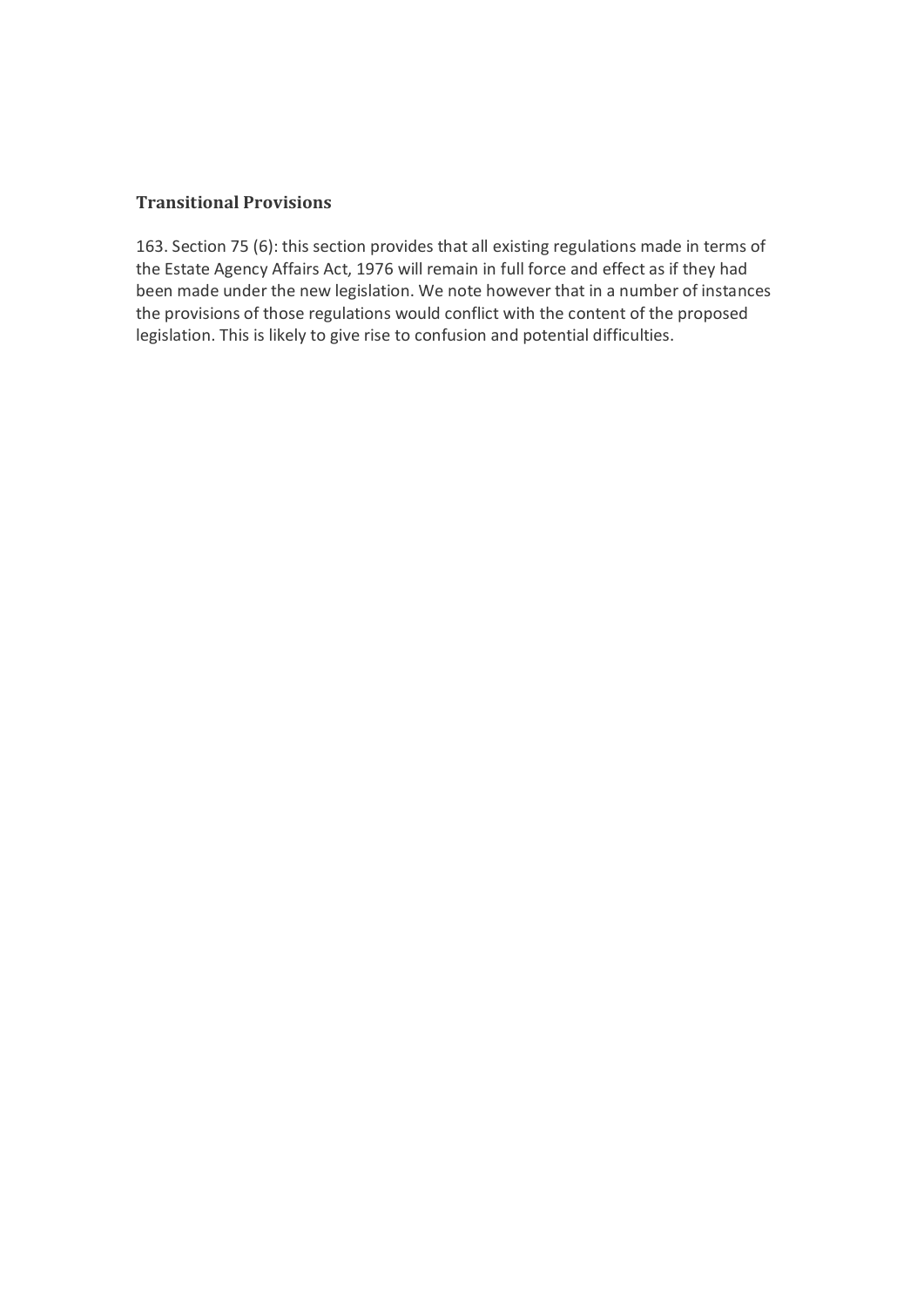### Transitional Provisions

163. Section 75 (6): this section provides that all existing regulations made in terms of the Estate Agency Affairs Act, 1976 will remain in full force and effect as if they had been made under the new legislation. We note however that in a number of instances the provisions of those regulations would conflict with the content of the proposed legislation. This is likely to give rise to confusion and potential difficulties.